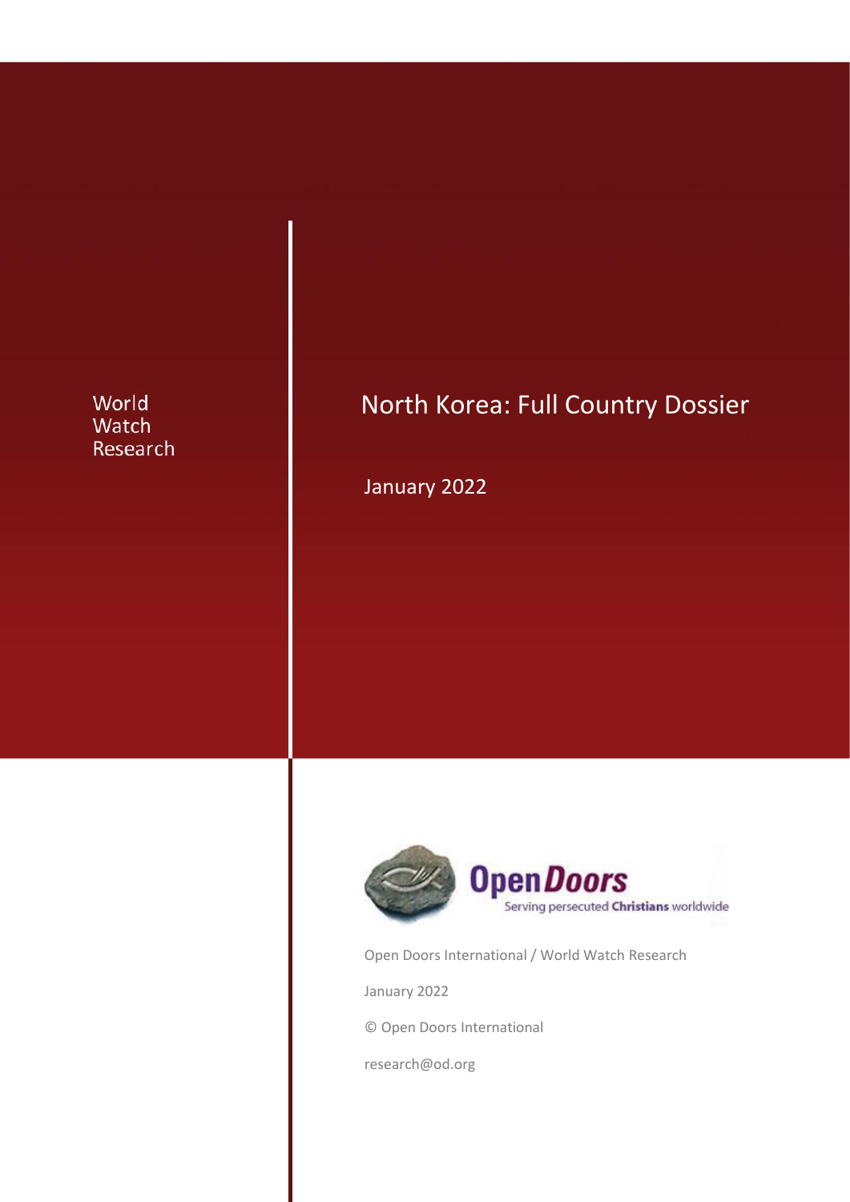World Watch Research

# North Korea: Full Country Dossier

January 2022

OpenDoors
Serving persecuted Christians worldwide

Open Doors International / World Watch Research

January 2022

© Open Doors International

research@od.org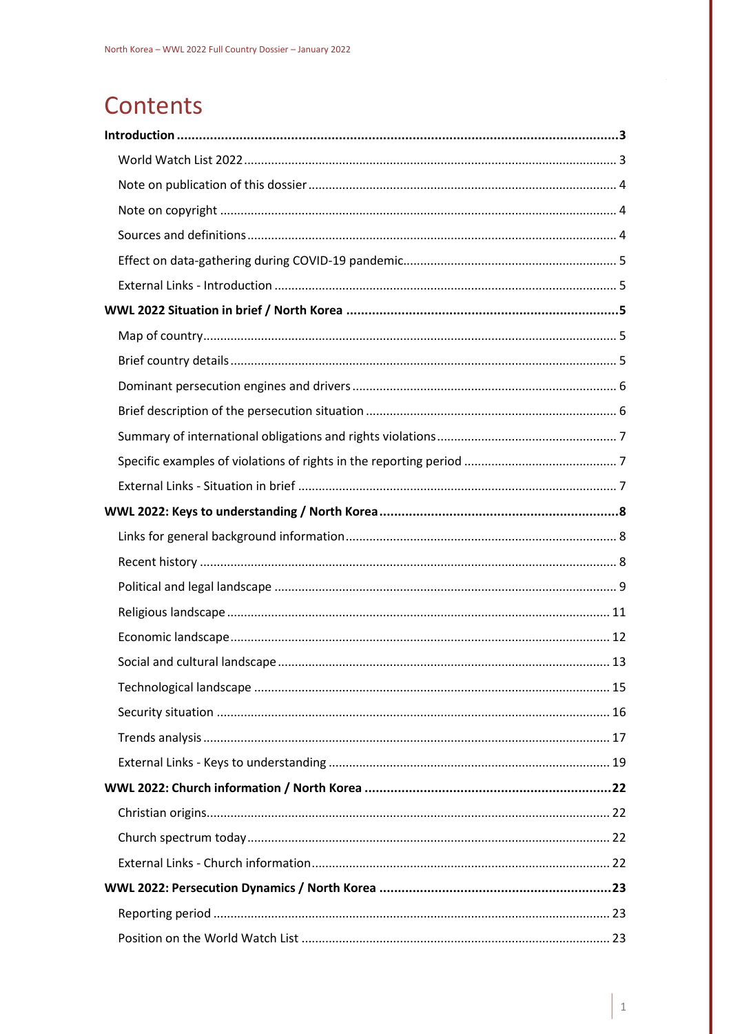# Contents

**Introduction ... 3**

- World Watch List 2022 ... 3
- Note on publication of this dossier ... 4
- Note on copyright ... 4
- Sources and definitions ... 4
- Effect on data-gathering during COVID-19 pandemic ... 5
- External Links - Introduction ... 5

**WWL 2022 Situation in brief / North Korea ... 5**

- Map of country ... 5
- Brief country details ... 5
- Dominant persecution engines and drivers ... 6
- Brief description of the persecution situation ... 6
- Summary of international obligations and rights violations ... 7
- Specific examples of violations of rights in the reporting period ... 7
- External Links - Situation in brief ... 7

**WWL 2022: Keys to understanding / North Korea ... 8**

- Links for general background information ... 8
- Recent history ... 8
- Political and legal landscape ... 9
- Religious landscape ... 11
- Economic landscape ... 12
- Social and cultural landscape ... 13
- Technological landscape ... 15
- Security situation ... 16
- Trends analysis ... 17
- External Links - Keys to understanding ... 19

**WWL 2022: Church information / North Korea ... 22**

- Christian origins ... 22
- Church spectrum today ... 22
- External Links - Church information ... 22

**WWL 2022: Persecution Dynamics / North Korea ... 23**

- Reporting period ... 23
- Position on the World Watch List ... 23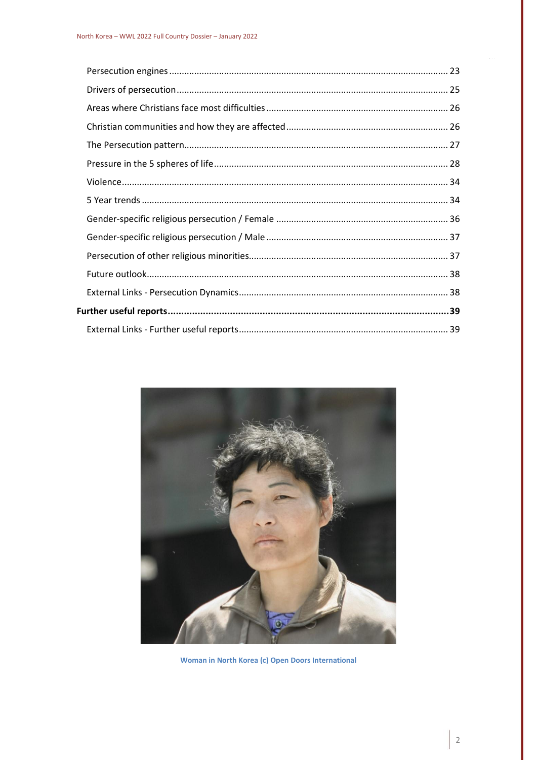- Persecution engines ........ 23
- Drivers of persecution ........ 25
- Areas where Christians face most difficulties ........ 26
- Christian communities and how they are affected ........ 26
- The Persecution pattern ........ 27
- Pressure in the 5 spheres of life ........ 28
- Violence ........ 34
- 5 Year trends ........ 34
- Gender-specific religious persecution / Female ........ 36
- Gender-specific religious persecution / Male ........ 37
- Persecution of other religious minorities ........ 37
- Future outlook ........ 38
- External Links - Persecution Dynamics ........ 38

**Further useful reports ........ 39**

- External Links - Further useful reports ........ 39

Woman in North Korea (c) Open Doors International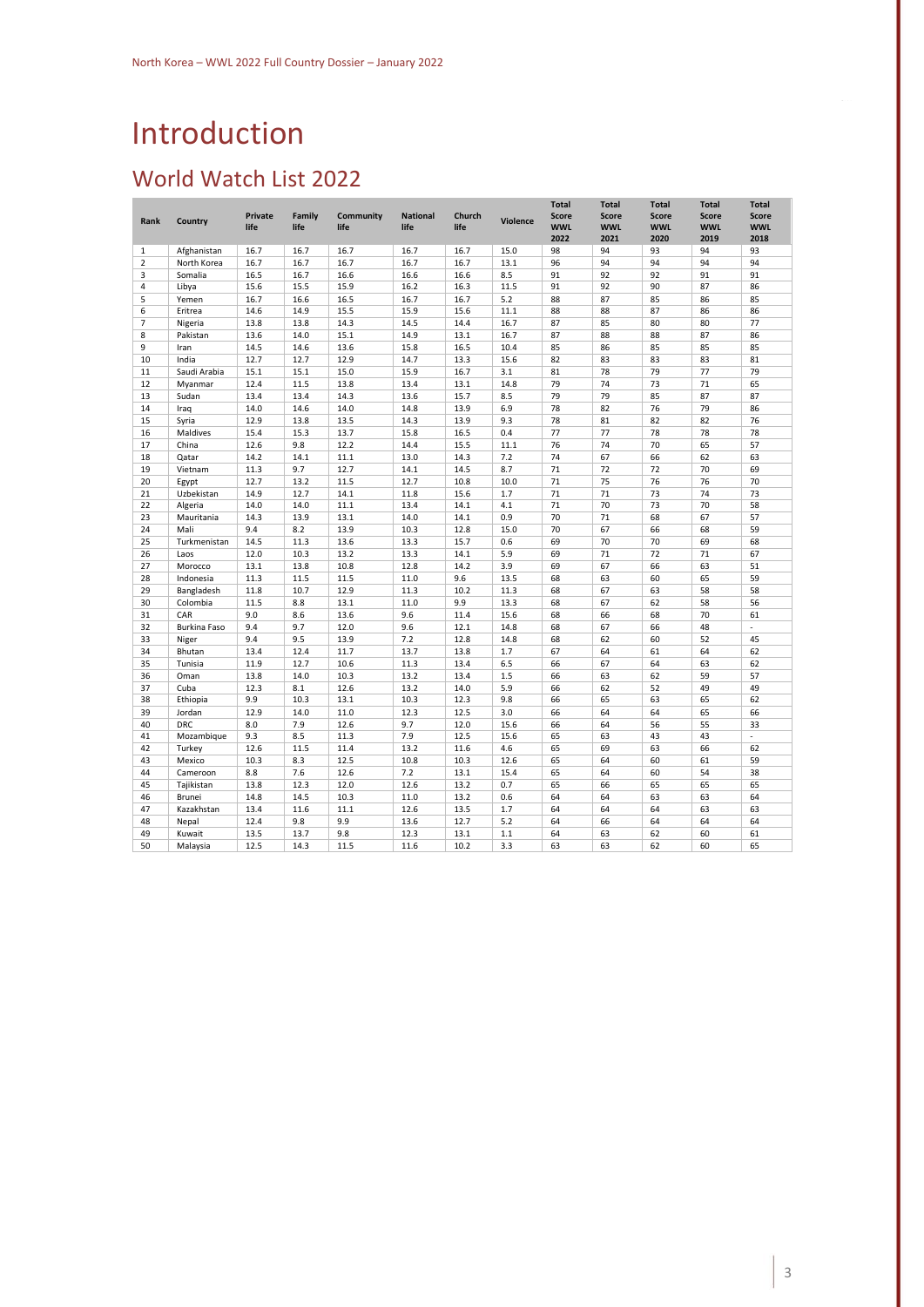# Introduction

## World Watch List 2022

| Rank | Country | Private life | Family life | Community life | National life | Church life | Violence | Total Score WWL 2022 | Total Score WWL 2021 | Total Score WWL 2020 | Total Score WWL 2019 | Total Score WWL 2018 |
|---|---|---|---|---|---|---|---|---|---|---|---|---|
| 1 | Afghanistan | 16.7 | 16.7 | 16.7 | 16.7 | 16.7 | 15.0 | 98 | 94 | 93 | 94 | 93 |
| 2 | North Korea | 16.7 | 16.7 | 16.7 | 16.7 | 16.7 | 13.1 | 96 | 94 | 94 | 94 | 94 |
| 3 | Somalia | 16.5 | 16.7 | 16.6 | 16.6 | 16.6 | 8.5 | 91 | 92 | 92 | 91 | 91 |
| 4 | Libya | 15.6 | 15.5 | 15.9 | 16.2 | 16.3 | 11.5 | 91 | 92 | 90 | 87 | 86 |
| 5 | Yemen | 16.7 | 16.6 | 16.5 | 16.7 | 16.7 | 5.2 | 88 | 87 | 85 | 86 | 85 |
| 6 | Eritrea | 14.6 | 14.9 | 15.5 | 15.9 | 15.6 | 11.1 | 88 | 88 | 87 | 86 | 86 |
| 7 | Nigeria | 13.8 | 13.8 | 14.3 | 14.5 | 14.4 | 16.7 | 87 | 85 | 80 | 80 | 77 |
| 8 | Pakistan | 13.6 | 14.0 | 15.1 | 14.9 | 13.1 | 16.7 | 87 | 88 | 88 | 87 | 86 |
| 9 | Iran | 14.5 | 14.6 | 13.6 | 15.8 | 16.5 | 10.4 | 85 | 86 | 85 | 85 | 85 |
| 10 | India | 12.7 | 12.7 | 12.9 | 14.7 | 13.3 | 15.6 | 82 | 83 | 83 | 83 | 81 |
| 11 | Saudi Arabia | 15.1 | 15.1 | 15.0 | 15.9 | 16.7 | 3.1 | 81 | 78 | 79 | 77 | 79 |
| 12 | Myanmar | 12.4 | 11.5 | 13.8 | 13.4 | 13.1 | 14.8 | 79 | 74 | 73 | 71 | 65 |
| 13 | Sudan | 13.4 | 13.4 | 14.3 | 13.6 | 15.7 | 8.5 | 79 | 79 | 85 | 87 | 87 |
| 14 | Iraq | 14.0 | 14.6 | 14.0 | 14.8 | 13.9 | 6.9 | 78 | 82 | 76 | 79 | 86 |
| 15 | Syria | 12.9 | 13.8 | 13.5 | 14.3 | 13.9 | 9.3 | 78 | 81 | 82 | 82 | 76 |
| 16 | Maldives | 15.4 | 15.3 | 13.7 | 15.8 | 16.5 | 0.4 | 77 | 77 | 78 | 78 | 78 |
| 17 | China | 12.6 | 9.8 | 12.2 | 14.4 | 15.5 | 11.1 | 76 | 74 | 70 | 65 | 57 |
| 18 | Qatar | 14.2 | 14.1 | 11.1 | 13.0 | 14.3 | 7.2 | 74 | 67 | 66 | 62 | 63 |
| 19 | Vietnam | 11.3 | 9.7 | 12.7 | 14.1 | 14.5 | 8.7 | 71 | 72 | 72 | 70 | 69 |
| 20 | Egypt | 12.7 | 13.2 | 11.5 | 12.7 | 10.8 | 10.0 | 71 | 75 | 76 | 76 | 70 |
| 21 | Uzbekistan | 14.9 | 12.7 | 14.1 | 11.8 | 15.6 | 1.7 | 71 | 71 | 73 | 74 | 73 |
| 22 | Algeria | 14.0 | 14.0 | 11.1 | 13.4 | 14.1 | 4.1 | 71 | 70 | 73 | 70 | 58 |
| 23 | Mauritania | 14.3 | 13.9 | 13.1 | 14.0 | 14.1 | 0.9 | 70 | 71 | 68 | 67 | 57 |
| 24 | Mali | 9.4 | 8.2 | 13.9 | 10.3 | 12.8 | 15.0 | 70 | 67 | 66 | 68 | 59 |
| 25 | Turkmenistan | 14.5 | 11.3 | 13.6 | 13.3 | 15.7 | 0.6 | 69 | 70 | 70 | 69 | 68 |
| 26 | Laos | 12.0 | 10.3 | 13.2 | 13.3 | 14.1 | 5.9 | 69 | 71 | 72 | 71 | 67 |
| 27 | Morocco | 13.1 | 13.8 | 10.8 | 12.8 | 14.2 | 3.9 | 69 | 67 | 66 | 63 | 51 |
| 28 | Indonesia | 11.3 | 11.5 | 11.5 | 11.0 | 9.6 | 13.5 | 68 | 63 | 60 | 65 | 59 |
| 29 | Bangladesh | 11.8 | 10.7 | 12.9 | 11.3 | 10.2 | 11.3 | 68 | 67 | 63 | 58 | 58 |
| 30 | Colombia | 11.5 | 8.8 | 13.1 | 11.0 | 9.9 | 13.3 | 68 | 67 | 62 | 58 | 56 |
| 31 | CAR | 9.0 | 8.6 | 13.6 | 9.6 | 11.4 | 15.6 | 68 | 66 | 68 | 70 | 61 |
| 32 | Burkina Faso | 9.4 | 9.7 | 12.0 | 9.6 | 12.1 | 14.8 | 68 | 67 | 66 | 48 | - |
| 33 | Niger | 9.4 | 9.5 | 13.9 | 7.2 | 12.8 | 14.8 | 68 | 62 | 60 | 52 | 45 |
| 34 | Bhutan | 13.4 | 12.4 | 11.7 | 13.7 | 13.8 | 1.7 | 67 | 64 | 61 | 64 | 62 |
| 35 | Tunisia | 11.9 | 12.7 | 10.6 | 11.3 | 13.4 | 6.5 | 66 | 67 | 64 | 63 | 62 |
| 36 | Oman | 13.8 | 14.0 | 10.3 | 13.2 | 13.4 | 1.5 | 66 | 63 | 62 | 59 | 57 |
| 37 | Cuba | 12.3 | 8.1 | 12.6 | 13.2 | 14.0 | 5.9 | 66 | 62 | 52 | 49 | 49 |
| 38 | Ethiopia | 9.9 | 10.3 | 13.1 | 10.3 | 12.3 | 9.8 | 66 | 65 | 63 | 65 | 62 |
| 39 | Jordan | 12.9 | 14.0 | 11.0 | 12.3 | 12.5 | 3.0 | 66 | 64 | 64 | 65 | 66 |
| 40 | DRC | 8.0 | 7.9 | 12.6 | 9.7 | 12.0 | 15.6 | 66 | 64 | 56 | 55 | 33 |
| 41 | Mozambique | 9.3 | 8.5 | 11.3 | 7.9 | 12.5 | 15.6 | 65 | 63 | 43 | 43 | - |
| 42 | Turkey | 12.6 | 11.5 | 11.4 | 13.2 | 11.6 | 4.6 | 65 | 69 | 63 | 66 | 62 |
| 43 | Mexico | 10.3 | 8.3 | 12.5 | 10.8 | 10.3 | 12.6 | 65 | 64 | 60 | 61 | 59 |
| 44 | Cameroon | 8.8 | 7.6 | 12.6 | 7.2 | 13.1 | 15.4 | 65 | 64 | 60 | 54 | 38 |
| 45 | Tajikistan | 13.8 | 12.3 | 12.0 | 12.6 | 13.2 | 0.7 | 65 | 66 | 65 | 65 | 65 |
| 46 | Brunei | 14.8 | 14.5 | 10.3 | 11.0 | 13.2 | 0.6 | 64 | 64 | 63 | 63 | 64 |
| 47 | Kazakhstan | 13.4 | 11.6 | 11.1 | 12.6 | 13.5 | 1.7 | 64 | 64 | 64 | 63 | 63 |
| 48 | Nepal | 12.4 | 9.8 | 9.9 | 13.6 | 12.7 | 5.2 | 64 | 66 | 64 | 64 | 64 |
| 49 | Kuwait | 13.5 | 13.7 | 9.8 | 12.3 | 13.1 | 1.1 | 64 | 63 | 62 | 60 | 61 |
| 50 | Malaysia | 12.5 | 14.3 | 11.5 | 11.6 | 10.2 | 3.3 | 63 | 63 | 62 | 60 | 65 |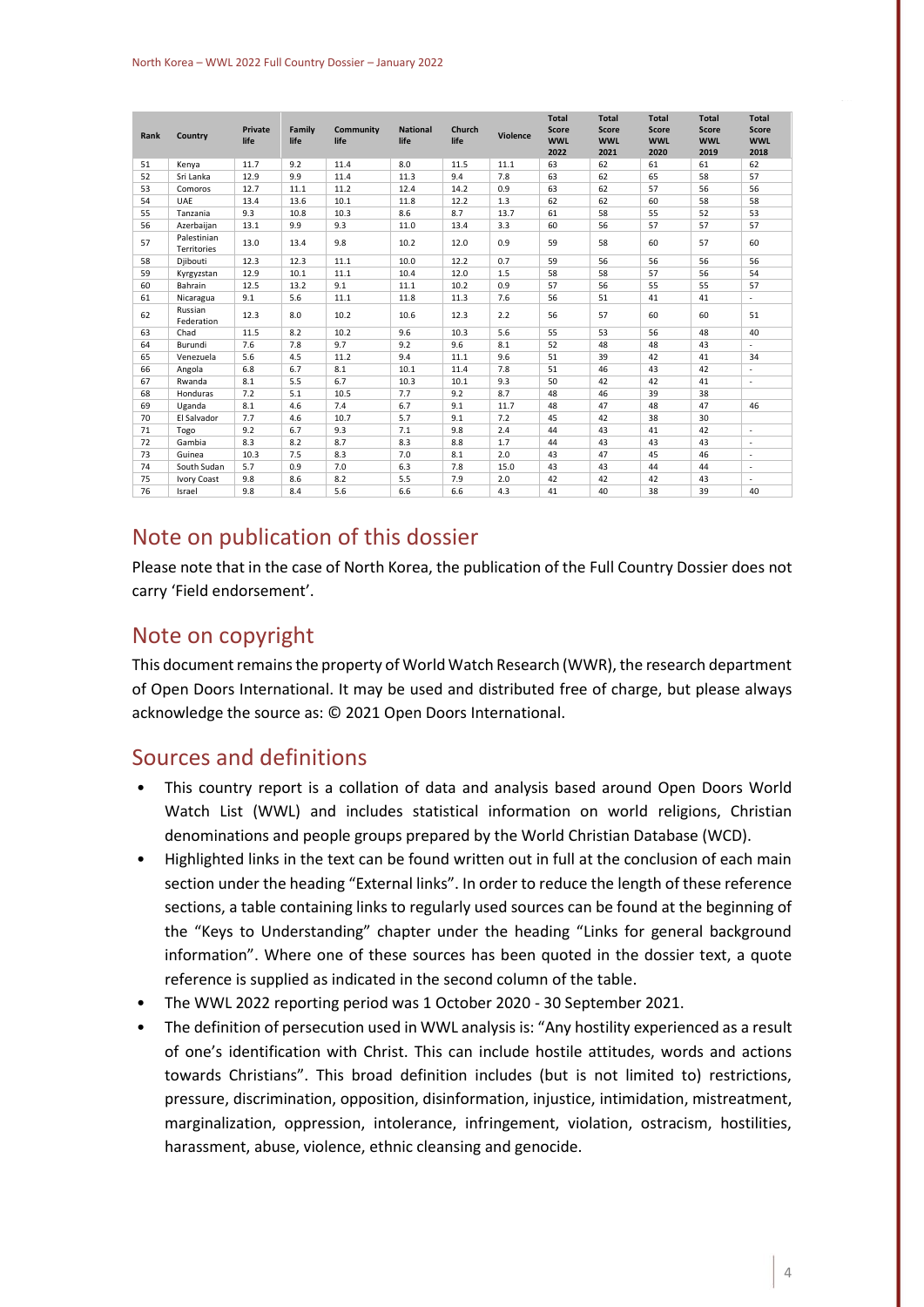| Rank | Country | Private life | Family life | Community life | National life | Church life | Violence | Total Score WWL 2022 | Total Score WWL 2021 | Total Score WWL 2020 | Total Score WWL 2019 | Total Score WWL 2018 |
|---|---|---|---|---|---|---|---|---|---|---|---|---|
| 51 | Kenya | 11.7 | 9.2 | 11.4 | 8.0 | 11.5 | 11.1 | 63 | 62 | 61 | 61 | 62 |
| 52 | Sri Lanka | 12.9 | 9.9 | 11.4 | 11.3 | 9.4 | 7.8 | 63 | 62 | 65 | 58 | 57 |
| 53 | Comoros | 12.7 | 11.1 | 11.2 | 12.4 | 14.2 | 0.9 | 63 | 62 | 57 | 56 | 56 |
| 54 | UAE | 13.4 | 13.6 | 10.1 | 11.8 | 12.2 | 1.3 | 62 | 62 | 60 | 58 | 58 |
| 55 | Tanzania | 9.3 | 10.8 | 10.3 | 8.6 | 8.7 | 13.7 | 61 | 58 | 55 | 52 | 53 |
| 56 | Azerbaijan | 13.1 | 9.9 | 9.3 | 11.0 | 13.4 | 3.3 | 60 | 56 | 57 | 57 | 57 |
| 57 | Palestinian Territories | 13.0 | 13.4 | 9.8 | 10.2 | 12.0 | 0.9 | 59 | 58 | 60 | 57 | 60 |
| 58 | Djibouti | 12.3 | 12.3 | 11.1 | 10.0 | 12.2 | 0.7 | 59 | 56 | 56 | 56 | 56 |
| 59 | Kyrgyzstan | 12.9 | 10.1 | 11.1 | 10.4 | 12.0 | 1.5 | 58 | 58 | 57 | 56 | 54 |
| 60 | Bahrain | 12.5 | 13.2 | 9.1 | 11.1 | 10.2 | 0.9 | 57 | 56 | 55 | 55 | 57 |
| 61 | Nicaragua | 9.1 | 5.6 | 11.1 | 11.8 | 11.3 | 7.6 | 56 | 51 | 41 | 41 | - |
| 62 | Russian Federation | 12.3 | 8.0 | 10.2 | 10.6 | 12.3 | 2.2 | 56 | 57 | 60 | 60 | 51 |
| 63 | Chad | 11.5 | 8.2 | 10.2 | 9.6 | 10.3 | 5.6 | 55 | 53 | 56 | 48 | 40 |
| 64 | Burundi | 7.6 | 7.8 | 9.7 | 9.2 | 9.6 | 8.1 | 52 | 48 | 48 | 43 | - |
| 65 | Venezuela | 5.6 | 4.5 | 11.2 | 9.4 | 11.1 | 9.6 | 51 | 39 | 42 | 41 | 34 |
| 66 | Angola | 6.8 | 6.7 | 8.1 | 10.1 | 11.4 | 7.8 | 51 | 46 | 43 | 42 | - |
| 67 | Rwanda | 8.1 | 5.5 | 6.7 | 10.3 | 10.1 | 9.3 | 50 | 42 | 42 | 41 | - |
| 68 | Honduras | 7.2 | 5.1 | 10.5 | 7.7 | 9.2 | 8.7 | 48 | 46 | 39 | 38 | |
| 69 | Uganda | 8.1 | 4.6 | 7.4 | 6.7 | 9.1 | 11.7 | 48 | 47 | 48 | 47 | 46 |
| 70 | El Salvador | 7.7 | 4.6 | 10.7 | 5.7 | 9.1 | 7.2 | 45 | 42 | 38 | 30 | |
| 71 | Togo | 9.2 | 6.7 | 9.3 | 7.1 | 9.8 | 2.4 | 44 | 43 | 41 | 42 | - |
| 72 | Gambia | 8.3 | 8.2 | 8.7 | 8.3 | 8.8 | 1.7 | 44 | 43 | 43 | 43 | - |
| 73 | Guinea | 10.3 | 7.5 | 8.3 | 7.0 | 8.1 | 2.0 | 43 | 47 | 45 | 46 | - |
| 74 | South Sudan | 5.7 | 0.9 | 7.0 | 6.3 | 7.8 | 15.0 | 43 | 43 | 44 | 44 | - |
| 75 | Ivory Coast | 9.8 | 8.6 | 8.2 | 5.5 | 7.9 | 2.0 | 42 | 42 | 42 | 43 | - |
| 76 | Israel | 9.8 | 8.4 | 5.6 | 6.6 | 6.6 | 4.3 | 41 | 40 | 38 | 39 | 40 |

## Note on publication of this dossier

Please note that in the case of North Korea, the publication of the Full Country Dossier does not carry 'Field endorsement'.

## Note on copyright

This document remains the property of World Watch Research (WWR), the research department of Open Doors International. It may be used and distributed free of charge, but please always acknowledge the source as: © 2021 Open Doors International.

## Sources and definitions

- This country report is a collation of data and analysis based around Open Doors World Watch List (WWL) and includes statistical information on world religions, Christian denominations and people groups prepared by the World Christian Database (WCD).
- Highlighted links in the text can be found written out in full at the conclusion of each main section under the heading "External links". In order to reduce the length of these reference sections, a table containing links to regularly used sources can be found at the beginning of the "Keys to Understanding" chapter under the heading "Links for general background information". Where one of these sources has been quoted in the dossier text, a quote reference is supplied as indicated in the second column of the table.
- The WWL 2022 reporting period was 1 October 2020 - 30 September 2021.
- The definition of persecution used in WWL analysis is: "Any hostility experienced as a result of one's identification with Christ. This can include hostile attitudes, words and actions towards Christians". This broad definition includes (but is not limited to) restrictions, pressure, discrimination, opposition, disinformation, injustice, intimidation, mistreatment, marginalization, oppression, intolerance, infringement, violation, ostracism, hostilities, harassment, abuse, violence, ethnic cleansing and genocide.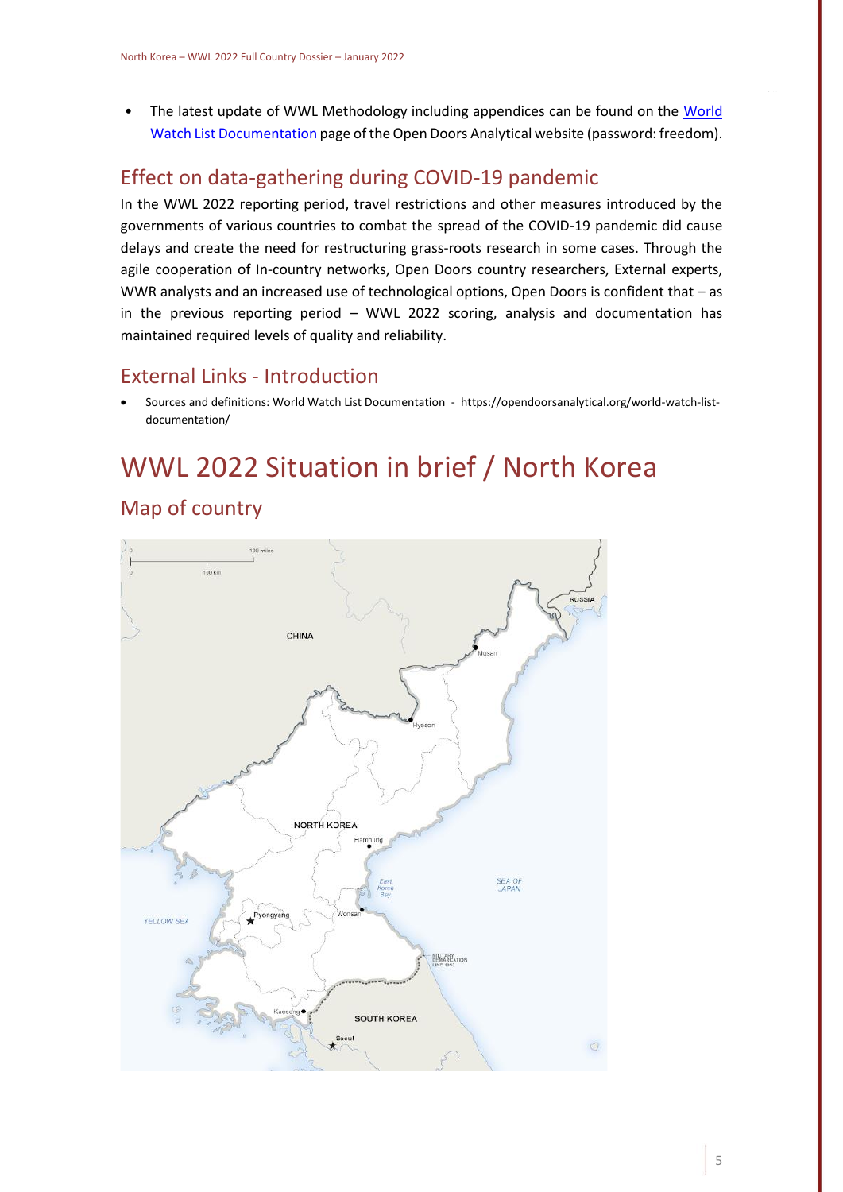- The latest update of WWL Methodology including appendices can be found on the World Watch List Documentation page of the Open Doors Analytical website (password: freedom).

## Effect on data-gathering during COVID-19 pandemic

In the WWL 2022 reporting period, travel restrictions and other measures introduced by the governments of various countries to combat the spread of the COVID-19 pandemic did cause delays and create the need for restructuring grass-roots research in some cases. Through the agile cooperation of In-country networks, Open Doors country researchers, External experts, WWR analysts and an increased use of technological options, Open Doors is confident that – as in the previous reporting period – WWL 2022 scoring, analysis and documentation has maintained required levels of quality and reliability.

## External Links - Introduction

- Sources and definitions: World Watch List Documentation - https://opendoorsanalytical.org/world-watch-list-documentation/

# WWL 2022 Situation in brief / North Korea

## Map of country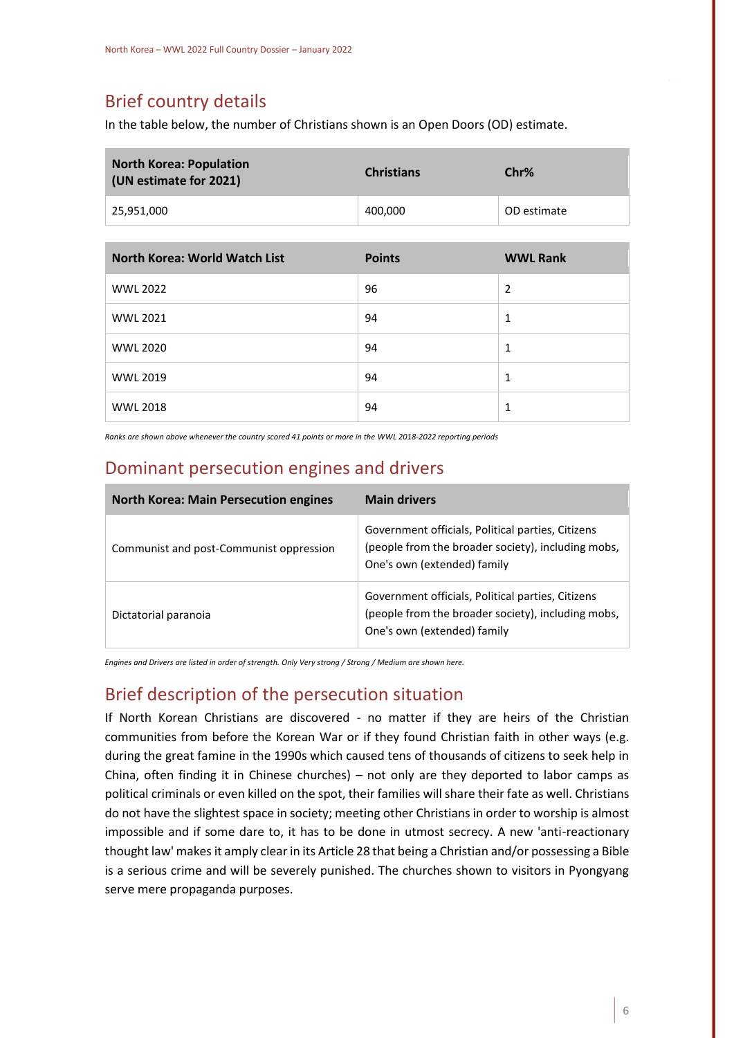## Brief country details

In the table below, the number of Christians shown is an Open Doors (OD) estimate.

| North Korea: Population (UN estimate for 2021) | Christians | Chr% |
|---|---|---|
| 25,951,000 | 400,000 | OD estimate |

| North Korea: World Watch List | Points | WWL Rank |
|---|---|---|
| WWL 2022 | 96 | 2 |
| WWL 2021 | 94 | 1 |
| WWL 2020 | 94 | 1 |
| WWL 2019 | 94 | 1 |
| WWL 2018 | 94 | 1 |

*Ranks are shown above whenever the country scored 41 points or more in the WWL 2018-2022 reporting periods*

## Dominant persecution engines and drivers

| North Korea: Main Persecution engines | Main drivers |
|---|---|
| Communist and post-Communist oppression | Government officials, Political parties, Citizens (people from the broader society), including mobs, One's own (extended) family |
| Dictatorial paranoia | Government officials, Political parties, Citizens (people from the broader society), including mobs, One's own (extended) family |

*Engines and Drivers are listed in order of strength. Only Very strong / Strong / Medium are shown here.*

## Brief description of the persecution situation

If North Korean Christians are discovered - no matter if they are heirs of the Christian communities from before the Korean War or if they found Christian faith in other ways (e.g. during the great famine in the 1990s which caused tens of thousands of citizens to seek help in China, often finding it in Chinese churches) – not only are they deported to labor camps as political criminals or even killed on the spot, their families will share their fate as well. Christians do not have the slightest space in society; meeting other Christians in order to worship is almost impossible and if some dare to, it has to be done in utmost secrecy. A new 'anti-reactionary thought law' makes it amply clear in its Article 28 that being a Christian and/or possessing a Bible is a serious crime and will be severely punished. The churches shown to visitors in Pyongyang serve mere propaganda purposes.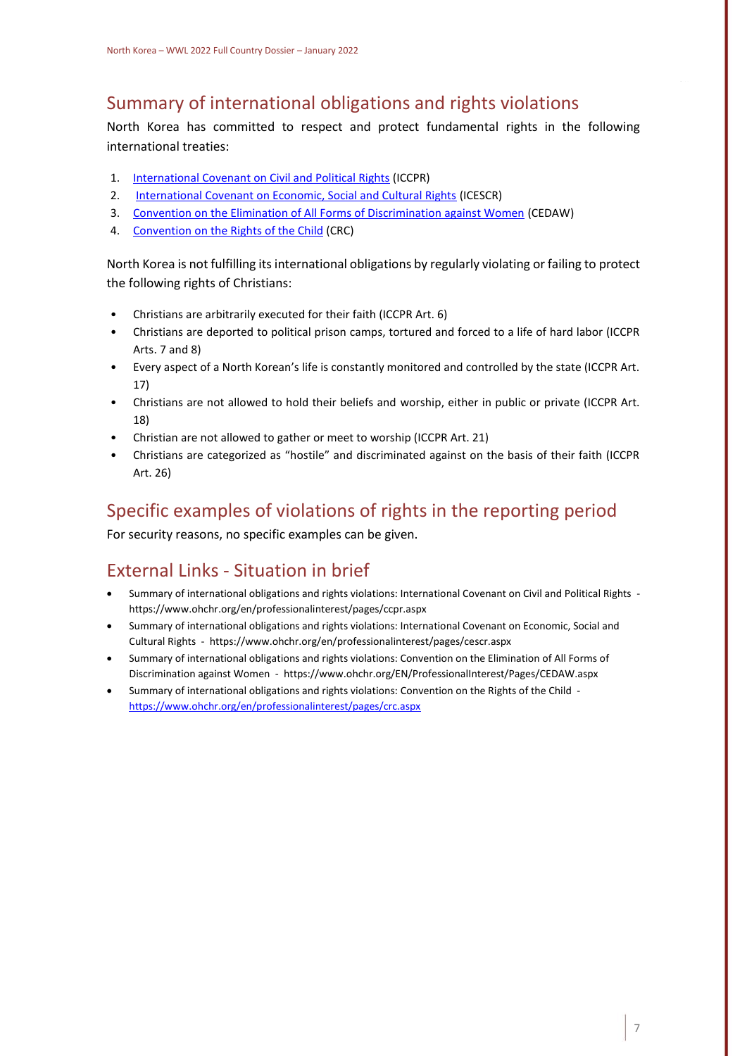## Summary of international obligations and rights violations

North Korea has committed to respect and protect fundamental rights in the following international treaties:

1. [International Covenant on Civil and Political Rights](https://www.ohchr.org/en/professionalinterest/pages/ccpr.aspx) (ICCPR)
2. [International Covenant on Economic, Social and Cultural Rights](https://www.ohchr.org/en/professionalinterest/pages/cescr.aspx) (ICESCR)
3. [Convention on the Elimination of All Forms of Discrimination against Women](https://www.ohchr.org/EN/ProfessionalInterest/Pages/CEDAW.aspx) (CEDAW)
4. [Convention on the Rights of the Child](https://www.ohchr.org/en/professionalinterest/pages/crc.aspx) (CRC)

North Korea is not fulfilling its international obligations by regularly violating or failing to protect the following rights of Christians:

- Christians are arbitrarily executed for their faith (ICCPR Art. 6)
- Christians are deported to political prison camps, tortured and forced to a life of hard labor (ICCPR Arts. 7 and 8)
- Every aspect of a North Korean's life is constantly monitored and controlled by the state (ICCPR Art. 17)
- Christians are not allowed to hold their beliefs and worship, either in public or private (ICCPR Art. 18)
- Christian are not allowed to gather or meet to worship (ICCPR Art. 21)
- Christians are categorized as "hostile" and discriminated against on the basis of their faith (ICCPR Art. 26)

## Specific examples of violations of rights in the reporting period

For security reasons, no specific examples can be given.

## External Links - Situation in brief

- Summary of international obligations and rights violations: International Covenant on Civil and Political Rights - https://www.ohchr.org/en/professionalinterest/pages/ccpr.aspx
- Summary of international obligations and rights violations: International Covenant on Economic, Social and Cultural Rights - https://www.ohchr.org/en/professionalinterest/pages/cescr.aspx
- Summary of international obligations and rights violations: Convention on the Elimination of All Forms of Discrimination against Women - https://www.ohchr.org/EN/ProfessionalInterest/Pages/CEDAW.aspx
- Summary of international obligations and rights violations: Convention on the Rights of the Child - https://www.ohchr.org/en/professionalinterest/pages/crc.aspx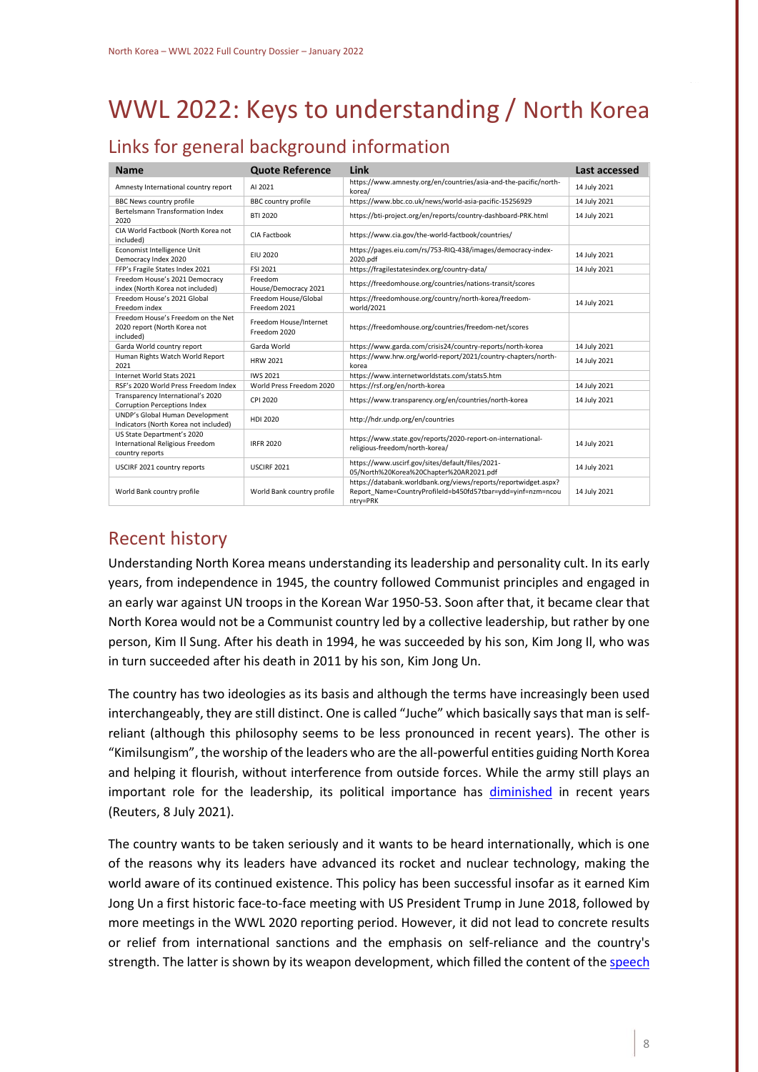# WWL 2022: Keys to understanding / North Korea

## Links for general background information

| Name | Quote Reference | Link | Last accessed |
|---|---|---|---|
| Amnesty International country report | AI 2021 | https://www.amnesty.org/en/countries/asia-and-the-pacific/north-korea/ | 14 July 2021 |
| BBC News country profile | BBC country profile | https://www.bbc.co.uk/news/world-asia-pacific-15256929 | 14 July 2021 |
| Bertelsmann Transformation Index 2020 | BTI 2020 | https://bti-project.org/en/reports/country-dashboard-PRK.html | 14 July 2021 |
| CIA World Factbook (North Korea not included) | CIA Factbook | https://www.cia.gov/the-world-factbook/countries/ | |
| Economist Intelligence Unit Democracy Index 2020 | EIU 2020 | https://pages.eiu.com/rs/753-RIQ-438/images/democracy-index-2020.pdf | 14 July 2021 |
| FFP's Fragile States Index 2021 | FSI 2021 | https://fragilestatesindex.org/country-data/ | 14 July 2021 |
| Freedom House's 2021 Democracy index (North Korea not included) | Freedom House/Democracy 2021 | https://freedomhouse.org/countries/nations-transit/scores | |
| Freedom House's 2021 Global Freedom index | Freedom House/Global Freedom 2021 | https://freedomhouse.org/country/north-korea/freedom-world/2021 | 14 July 2021 |
| Freedom House's Freedom on the Net 2020 report (North Korea not included) | Freedom House/Internet Freedom 2020 | https://freedomhouse.org/countries/freedom-net/scores | |
| Garda World country report | Garda World | https://www.garda.com/crisis24/country-reports/north-korea | 14 July 2021 |
| Human Rights Watch World Report 2021 | HRW 2021 | https://www.hrw.org/world-report/2021/country-chapters/north-korea | 14 July 2021 |
| Internet World Stats 2021 | IWS 2021 | https://www.internetworldstats.com/stats5.htm | |
| RSF's 2020 World Press Freedom Index | World Press Freedom 2020 | https://rsf.org/en/north-korea | 14 July 2021 |
| Transparency International's 2020 Corruption Perceptions Index | CPI 2020 | https://www.transparency.org/en/countries/north-korea | 14 July 2021 |
| UNDP's Global Human Development Indicators (North Korea not included) | HDI 2020 | http://hdr.undp.org/en/countries | |
| US State Department's 2020 International Religious Freedom country reports | IRFR 2020 | https://www.state.gov/reports/2020-report-on-international-religious-freedom/north-korea/ | 14 July 2021 |
| USCIRF 2021 country reports | USCIRF 2021 | https://www.uscirf.gov/sites/default/files/2021-05/North%20Korea%20Chapter%20AR2021.pdf | 14 July 2021 |
| World Bank country profile | World Bank country profile | https://databank.worldbank.org/views/reports/reportwidget.aspx?Report_Name=CountryProfileId=b450fd57tbar=ydd=yinf=nzm=ncountry=PRK | 14 July 2021 |

## Recent history

Understanding North Korea means understanding its leadership and personality cult. In its early years, from independence in 1945, the country followed Communist principles and engaged in an early war against UN troops in the Korean War 1950-53. Soon after that, it became clear that North Korea would not be a Communist country led by a collective leadership, but rather by one person, Kim Il Sung. After his death in 1994, he was succeeded by his son, Kim Jong Il, who was in turn succeeded after his death in 2011 by his son, Kim Jong Un.

The country has two ideologies as its basis and although the terms have increasingly been used interchangeably, they are still distinct. One is called "Juche" which basically says that man is self-reliant (although this philosophy seems to be less pronounced in recent years). The other is "Kimilsungism", the worship of the leaders who are the all-powerful entities guiding North Korea and helping it flourish, without interference from outside forces. While the army still plays an important role for the leadership, its political importance has diminished in recent years (Reuters, 8 July 2021).

The country wants to be taken seriously and it wants to be heard internationally, which is one of the reasons why its leaders have advanced its rocket and nuclear technology, making the world aware of its continued existence. This policy has been successful insofar as it earned Kim Jong Un a first historic face-to-face meeting with US President Trump in June 2018, followed by more meetings in the WWL 2020 reporting period. However, it did not lead to concrete results or relief from international sanctions and the emphasis on self-reliance and the country's strength. The latter is shown by its weapon development, which filled the content of the speech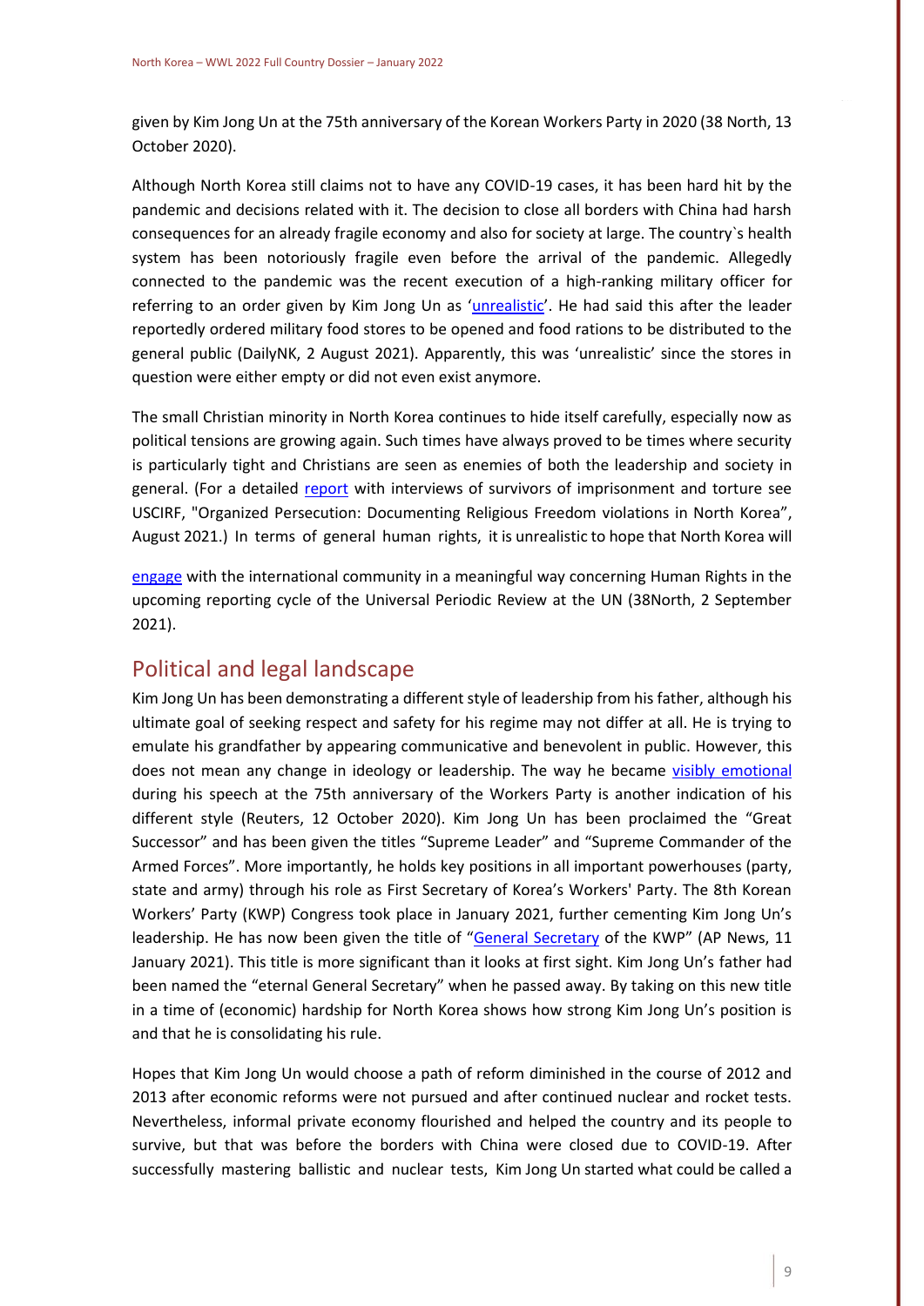given by Kim Jong Un at the 75th anniversary of the Korean Workers Party in 2020 (38 North, 13 October 2020).

Although North Korea still claims not to have any COVID-19 cases, it has been hard hit by the pandemic and decisions related with it. The decision to close all borders with China had harsh consequences for an already fragile economy and also for society at large. The country`s health system has been notoriously fragile even before the arrival of the pandemic. Allegedly connected to the pandemic was the recent execution of a high-ranking military officer for referring to an order given by Kim Jong Un as 'unrealistic'. He had said this after the leader reportedly ordered military food stores to be opened and food rations to be distributed to the general public (DailyNK, 2 August 2021). Apparently, this was 'unrealistic' since the stores in question were either empty or did not even exist anymore.

The small Christian minority in North Korea continues to hide itself carefully, especially now as political tensions are growing again. Such times have always proved to be times where security is particularly tight and Christians are seen as enemies of both the leadership and society in general. (For a detailed report with interviews of survivors of imprisonment and torture see USCIRF, "Organized Persecution: Documenting Religious Freedom violations in North Korea", August 2021.) In terms of general human rights, it is unrealistic to hope that North Korea will engage with the international community in a meaningful way concerning Human Rights in the upcoming reporting cycle of the Universal Periodic Review at the UN (38North, 2 September 2021).

## Political and legal landscape

Kim Jong Un has been demonstrating a different style of leadership from his father, although his ultimate goal of seeking respect and safety for his regime may not differ at all. He is trying to emulate his grandfather by appearing communicative and benevolent in public. However, this does not mean any change in ideology or leadership. The way he became visibly emotional during his speech at the 75th anniversary of the Workers Party is another indication of his different style (Reuters, 12 October 2020). Kim Jong Un has been proclaimed the "Great Successor" and has been given the titles "Supreme Leader" and "Supreme Commander of the Armed Forces". More importantly, he holds key positions in all important powerhouses (party, state and army) through his role as First Secretary of Korea's Workers' Party. The 8th Korean Workers' Party (KWP) Congress took place in January 2021, further cementing Kim Jong Un's leadership. He has now been given the title of "General Secretary of the KWP" (AP News, 11 January 2021). This title is more significant than it looks at first sight. Kim Jong Un's father had been named the "eternal General Secretary" when he passed away. By taking on this new title in a time of (economic) hardship for North Korea shows how strong Kim Jong Un's position is and that he is consolidating his rule.

Hopes that Kim Jong Un would choose a path of reform diminished in the course of 2012 and 2013 after economic reforms were not pursued and after continued nuclear and rocket tests. Nevertheless, informal private economy flourished and helped the country and its people to survive, but that was before the borders with China were closed due to COVID-19. After successfully mastering ballistic and nuclear tests, Kim Jong Un started what could be called a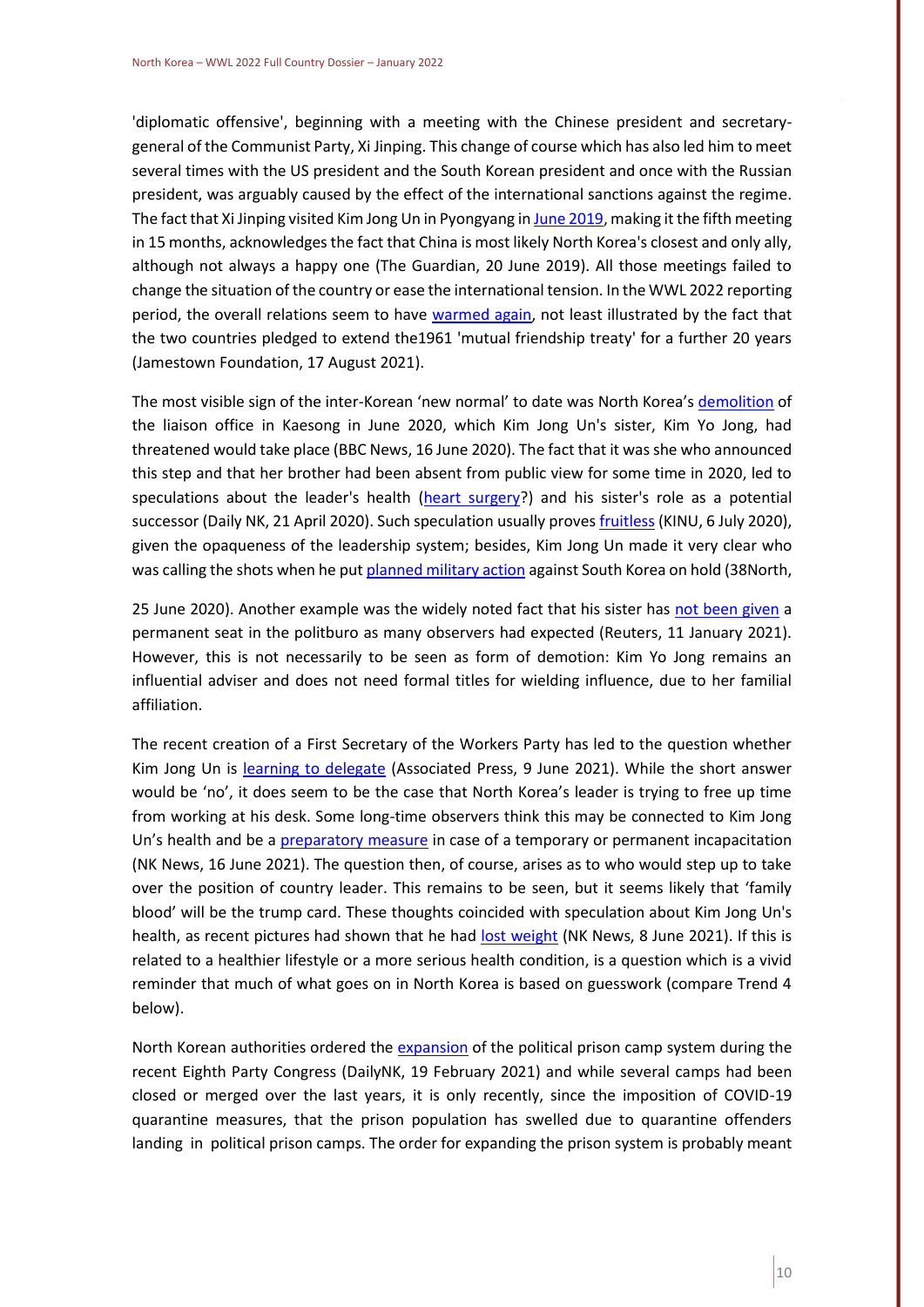'diplomatic offensive', beginning with a meeting with the Chinese president and secretary-general of the Communist Party, Xi Jinping. This change of course which has also led him to meet several times with the US president and the South Korean president and once with the Russian president, was arguably caused by the effect of the international sanctions against the regime. The fact that Xi Jinping visited Kim Jong Un in Pyongyang in June 2019, making it the fifth meeting in 15 months, acknowledges the fact that China is most likely North Korea's closest and only ally, although not always a happy one (The Guardian, 20 June 2019). All those meetings failed to change the situation of the country or ease the international tension. In the WWL 2022 reporting period, the overall relations seem to have warmed again, not least illustrated by the fact that the two countries pledged to extend the1961 'mutual friendship treaty' for a further 20 years (Jamestown Foundation, 17 August 2021).

The most visible sign of the inter-Korean 'new normal' to date was North Korea's demolition of the liaison office in Kaesong in June 2020, which Kim Jong Un's sister, Kim Yo Jong, had threatened would take place (BBC News, 16 June 2020). The fact that it was she who announced this step and that her brother had been absent from public view for some time in 2020, led to speculations about the leader's health (heart surgery?) and his sister's role as a potential successor (Daily NK, 21 April 2020). Such speculation usually proves fruitless (KINU, 6 July 2020), given the opaqueness of the leadership system; besides, Kim Jong Un made it very clear who was calling the shots when he put planned military action against South Korea on hold (38North, 25 June 2020). Another example was the widely noted fact that his sister has not been given a permanent seat in the politburo as many observers had expected (Reuters, 11 January 2021). However, this is not necessarily to be seen as form of demotion: Kim Yo Jong remains an influential adviser and does not need formal titles for wielding influence, due to her familial affiliation.

The recent creation of a First Secretary of the Workers Party has led to the question whether Kim Jong Un is learning to delegate (Associated Press, 9 June 2021). While the short answer would be 'no', it does seem to be the case that North Korea's leader is trying to free up time from working at his desk. Some long-time observers think this may be connected to Kim Jong Un's health and be a preparatory measure in case of a temporary or permanent incapacitation (NK News, 16 June 2021). The question then, of course, arises as to who would step up to take over the position of country leader. This remains to be seen, but it seems likely that 'family blood' will be the trump card. These thoughts coincided with speculation about Kim Jong Un's health, as recent pictures had shown that he had lost weight (NK News, 8 June 2021). If this is related to a healthier lifestyle or a more serious health condition, is a question which is a vivid reminder that much of what goes on in North Korea is based on guesswork (compare Trend 4 below).

North Korean authorities ordered the expansion of the political prison camp system during the recent Eighth Party Congress (DailyNK, 19 February 2021) and while several camps had been closed or merged over the last years, it is only recently, since the imposition of COVID-19 quarantine measures, that the prison population has swelled due to quarantine offenders landing in political prison camps. The order for expanding the prison system is probably meant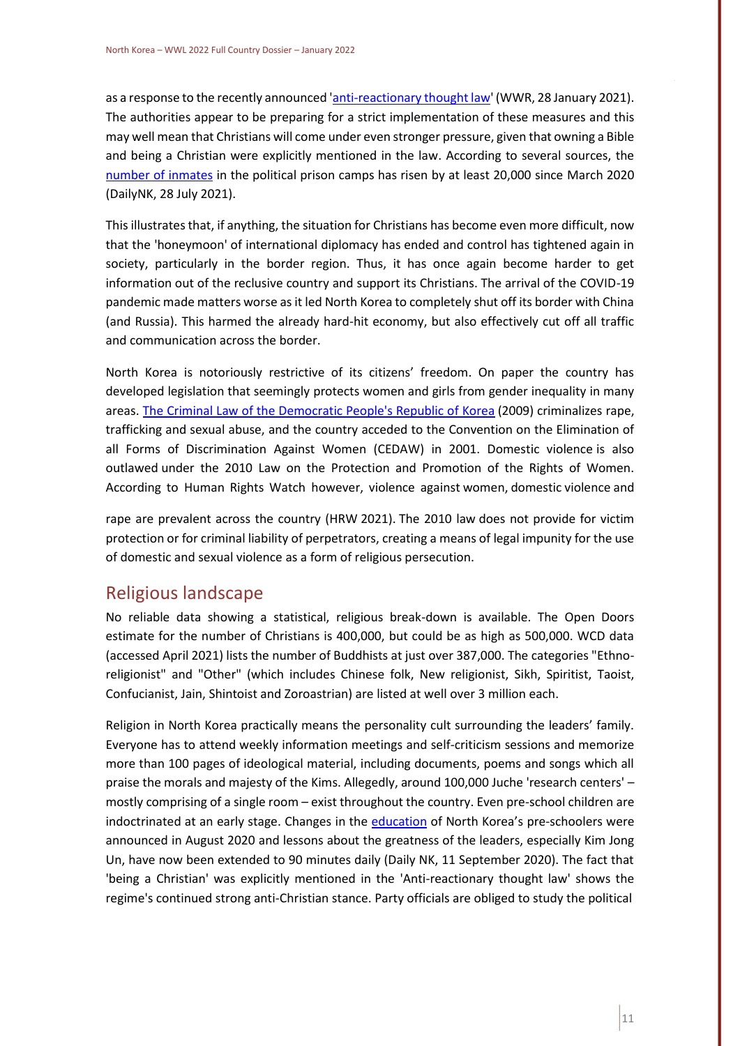as a response to the recently announced 'anti-reactionary thought law' (WWR, 28 January 2021). The authorities appear to be preparing for a strict implementation of these measures and this may well mean that Christians will come under even stronger pressure, given that owning a Bible and being a Christian were explicitly mentioned in the law. According to several sources, the number of inmates in the political prison camps has risen by at least 20,000 since March 2020 (DailyNK, 28 July 2021).

This illustrates that, if anything, the situation for Christians has become even more difficult, now that the 'honeymoon' of international diplomacy has ended and control has tightened again in society, particularly in the border region. Thus, it has once again become harder to get information out of the reclusive country and support its Christians. The arrival of the COVID-19 pandemic made matters worse as it led North Korea to completely shut off its border with China (and Russia). This harmed the already hard-hit economy, but also effectively cut off all traffic and communication across the border.

North Korea is notoriously restrictive of its citizens' freedom. On paper the country has developed legislation that seemingly protects women and girls from gender inequality in many areas. The Criminal Law of the Democratic People's Republic of Korea (2009) criminalizes rape, trafficking and sexual abuse, and the country acceded to the Convention on the Elimination of all Forms of Discrimination Against Women (CEDAW) in 2001. Domestic violence is also outlawed under the 2010 Law on the Protection and Promotion of the Rights of Women. According to Human Rights Watch however, violence against women, domestic violence and rape are prevalent across the country (HRW 2021). The 2010 law does not provide for victim protection or for criminal liability of perpetrators, creating a means of legal impunity for the use of domestic and sexual violence as a form of religious persecution.

## Religious landscape

No reliable data showing a statistical, religious break-down is available. The Open Doors estimate for the number of Christians is 400,000, but could be as high as 500,000. WCD data (accessed April 2021) lists the number of Buddhists at just over 387,000. The categories "Ethno-religionist" and "Other" (which includes Chinese folk, New religionist, Sikh, Spiritist, Taoist, Confucianist, Jain, Shintoist and Zoroastrian) are listed at well over 3 million each.

Religion in North Korea practically means the personality cult surrounding the leaders' family. Everyone has to attend weekly information meetings and self-criticism sessions and memorize more than 100 pages of ideological material, including documents, poems and songs which all praise the morals and majesty of the Kims. Allegedly, around 100,000 Juche 'research centers' – mostly comprising of a single room – exist throughout the country. Even pre-school children are indoctrinated at an early stage. Changes in the education of North Korea's pre-schoolers were announced in August 2020 and lessons about the greatness of the leaders, especially Kim Jong Un, have now been extended to 90 minutes daily (Daily NK, 11 September 2020). The fact that 'being a Christian' was explicitly mentioned in the 'Anti-reactionary thought law' shows the regime's continued strong anti-Christian stance. Party officials are obliged to study the political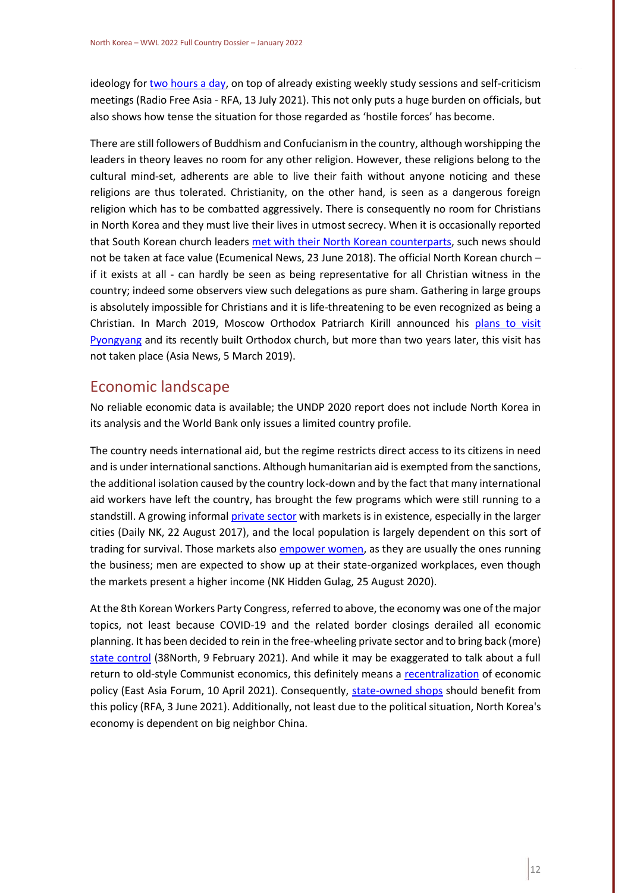ideology for two hours a day, on top of already existing weekly study sessions and self-criticism meetings (Radio Free Asia - RFA, 13 July 2021). This not only puts a huge burden on officials, but also shows how tense the situation for those regarded as 'hostile forces' has become.

There are still followers of Buddhism and Confucianism in the country, although worshipping the leaders in theory leaves no room for any other religion. However, these religions belong to the cultural mind-set, adherents are able to live their faith without anyone noticing and these religions are thus tolerated. Christianity, on the other hand, is seen as a dangerous foreign religion which has to be combatted aggressively. There is consequently no room for Christians in North Korea and they must live their lives in utmost secrecy. When it is occasionally reported that South Korean church leaders met with their North Korean counterparts, such news should not be taken at face value (Ecumenical News, 23 June 2018). The official North Korean church – if it exists at all - can hardly be seen as being representative for all Christian witness in the country; indeed some observers view such delegations as pure sham. Gathering in large groups is absolutely impossible for Christians and it is life-threatening to be even recognized as being a Christian. In March 2019, Moscow Orthodox Patriarch Kirill announced his plans to visit Pyongyang and its recently built Orthodox church, but more than two years later, this visit has not taken place (Asia News, 5 March 2019).

## Economic landscape

No reliable economic data is available; the UNDP 2020 report does not include North Korea in its analysis and the World Bank only issues a limited country profile.

The country needs international aid, but the regime restricts direct access to its citizens in need and is under international sanctions. Although humanitarian aid is exempted from the sanctions, the additional isolation caused by the country lock-down and by the fact that many international aid workers have left the country, has brought the few programs which were still running to a standstill. A growing informal private sector with markets is in existence, especially in the larger cities (Daily NK, 22 August 2017), and the local population is largely dependent on this sort of trading for survival. Those markets also empower women, as they are usually the ones running the business; men are expected to show up at their state-organized workplaces, even though the markets present a higher income (NK Hidden Gulag, 25 August 2020).

At the 8th Korean Workers Party Congress, referred to above, the economy was one of the major topics, not least because COVID-19 and the related border closings derailed all economic planning. It has been decided to rein in the free-wheeling private sector and to bring back (more) state control (38North, 9 February 2021). And while it may be exaggerated to talk about a full return to old-style Communist economics, this definitely means a recentralization of economic policy (East Asia Forum, 10 April 2021). Consequently, state-owned shops should benefit from this policy (RFA, 3 June 2021). Additionally, not least due to the political situation, North Korea's economy is dependent on big neighbor China.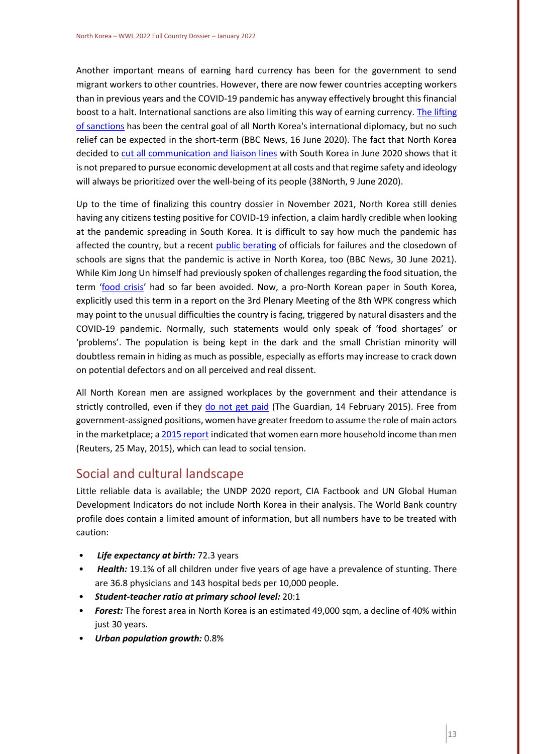Another important means of earning hard currency has been for the government to send migrant workers to other countries. However, there are now fewer countries accepting workers than in previous years and the COVID-19 pandemic has anyway effectively brought this financial boost to a halt. International sanctions are also limiting this way of earning currency. The lifting of sanctions has been the central goal of all North Korea's international diplomacy, but no such relief can be expected in the short-term (BBC News, 16 June 2020). The fact that North Korea decided to cut all communication and liaison lines with South Korea in June 2020 shows that it is not prepared to pursue economic development at all costs and that regime safety and ideology will always be prioritized over the well-being of its people (38North, 9 June 2020).

Up to the time of finalizing this country dossier in November 2021, North Korea still denies having any citizens testing positive for COVID-19 infection, a claim hardly credible when looking at the pandemic spreading in South Korea. It is difficult to say how much the pandemic has affected the country, but a recent public berating of officials for failures and the closedown of schools are signs that the pandemic is active in North Korea, too (BBC News, 30 June 2021). While Kim Jong Un himself had previously spoken of challenges regarding the food situation, the term 'food crisis' had so far been avoided. Now, a pro-North Korean paper in South Korea, explicitly used this term in a report on the 3rd Plenary Meeting of the 8th WPK congress which may point to the unusual difficulties the country is facing, triggered by natural disasters and the COVID-19 pandemic. Normally, such statements would only speak of 'food shortages' or 'problems'. The population is being kept in the dark and the small Christian minority will doubtless remain in hiding as much as possible, especially as efforts may increase to crack down on potential defectors and on all perceived and real dissent.

All North Korean men are assigned workplaces by the government and their attendance is strictly controlled, even if they do not get paid (The Guardian, 14 February 2015). Free from government-assigned positions, women have greater freedom to assume the role of main actors in the marketplace; a 2015 report indicated that women earn more household income than men (Reuters, 25 May, 2015), which can lead to social tension.

## Social and cultural landscape

Little reliable data is available; the UNDP 2020 report, CIA Factbook and UN Global Human Development Indicators do not include North Korea in their analysis. The World Bank country profile does contain a limited amount of information, but all numbers have to be treated with caution:

- ***Life expectancy at birth:*** 72.3 years
- ***Health:*** 19.1% of all children under five years of age have a prevalence of stunting. There are 36.8 physicians and 143 hospital beds per 10,000 people.
- ***Student-teacher ratio at primary school level:*** 20:1
- ***Forest:*** The forest area in North Korea is an estimated 49,000 sqm, a decline of 40% within just 30 years.
- ***Urban population growth:*** 0.8%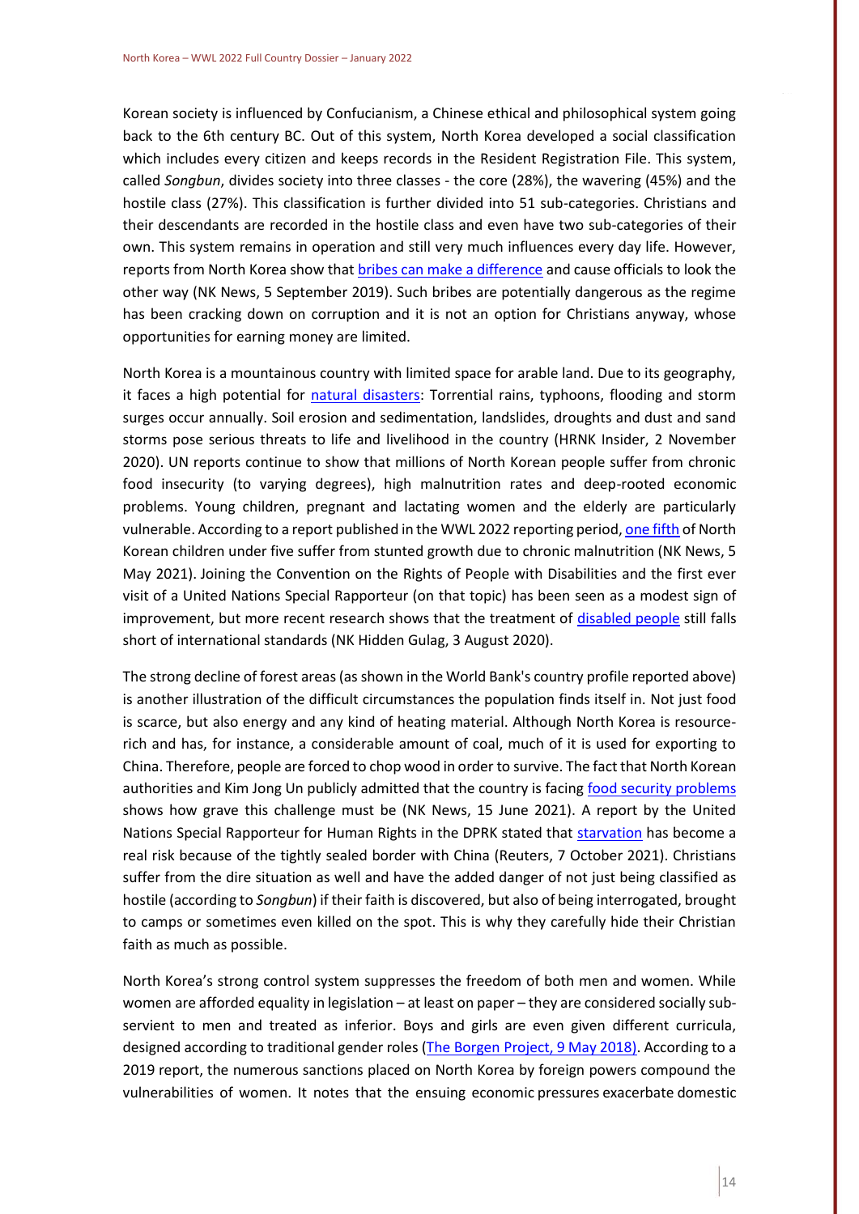Korean society is influenced by Confucianism, a Chinese ethical and philosophical system going back to the 6th century BC. Out of this system, North Korea developed a social classification which includes every citizen and keeps records in the Resident Registration File. This system, called *Songbun*, divides society into three classes - the core (28%), the wavering (45%) and the hostile class (27%). This classification is further divided into 51 sub-categories. Christians and their descendants are recorded in the hostile class and even have two sub-categories of their own. This system remains in operation and still very much influences every day life. However, reports from North Korea show that bribes can make a difference and cause officials to look the other way (NK News, 5 September 2019). Such bribes are potentially dangerous as the regime has been cracking down on corruption and it is not an option for Christians anyway, whose opportunities for earning money are limited.

North Korea is a mountainous country with limited space for arable land. Due to its geography, it faces a high potential for natural disasters: Torrential rains, typhoons, flooding and storm surges occur annually. Soil erosion and sedimentation, landslides, droughts and dust and sand storms pose serious threats to life and livelihood in the country (HRNK Insider, 2 November 2020). UN reports continue to show that millions of North Korean people suffer from chronic food insecurity (to varying degrees), high malnutrition rates and deep-rooted economic problems. Young children, pregnant and lactating women and the elderly are particularly vulnerable. According to a report published in the WWL 2022 reporting period, one fifth of North Korean children under five suffer from stunted growth due to chronic malnutrition (NK News, 5 May 2021). Joining the Convention on the Rights of People with Disabilities and the first ever visit of a United Nations Special Rapporteur (on that topic) has been seen as a modest sign of improvement, but more recent research shows that the treatment of disabled people still falls short of international standards (NK Hidden Gulag, 3 August 2020).

The strong decline of forest areas (as shown in the World Bank's country profile reported above) is another illustration of the difficult circumstances the population finds itself in. Not just food is scarce, but also energy and any kind of heating material. Although North Korea is resource-rich and has, for instance, a considerable amount of coal, much of it is used for exporting to China. Therefore, people are forced to chop wood in order to survive. The fact that North Korean authorities and Kim Jong Un publicly admitted that the country is facing food security problems shows how grave this challenge must be (NK News, 15 June 2021). A report by the United Nations Special Rapporteur for Human Rights in the DPRK stated that starvation has become a real risk because of the tightly sealed border with China (Reuters, 7 October 2021). Christians suffer from the dire situation as well and have the added danger of not just being classified as hostile (according to *Songbun*) if their faith is discovered, but also of being interrogated, brought to camps or sometimes even killed on the spot. This is why they carefully hide their Christian faith as much as possible.

North Korea's strong control system suppresses the freedom of both men and women. While women are afforded equality in legislation – at least on paper – they are considered socially subservient to men and treated as inferior. Boys and girls are even given different curricula, designed according to traditional gender roles (The Borgen Project, 9 May 2018). According to a 2019 report, the numerous sanctions placed on North Korea by foreign powers compound the vulnerabilities of women. It notes that the ensuing economic pressures exacerbate domestic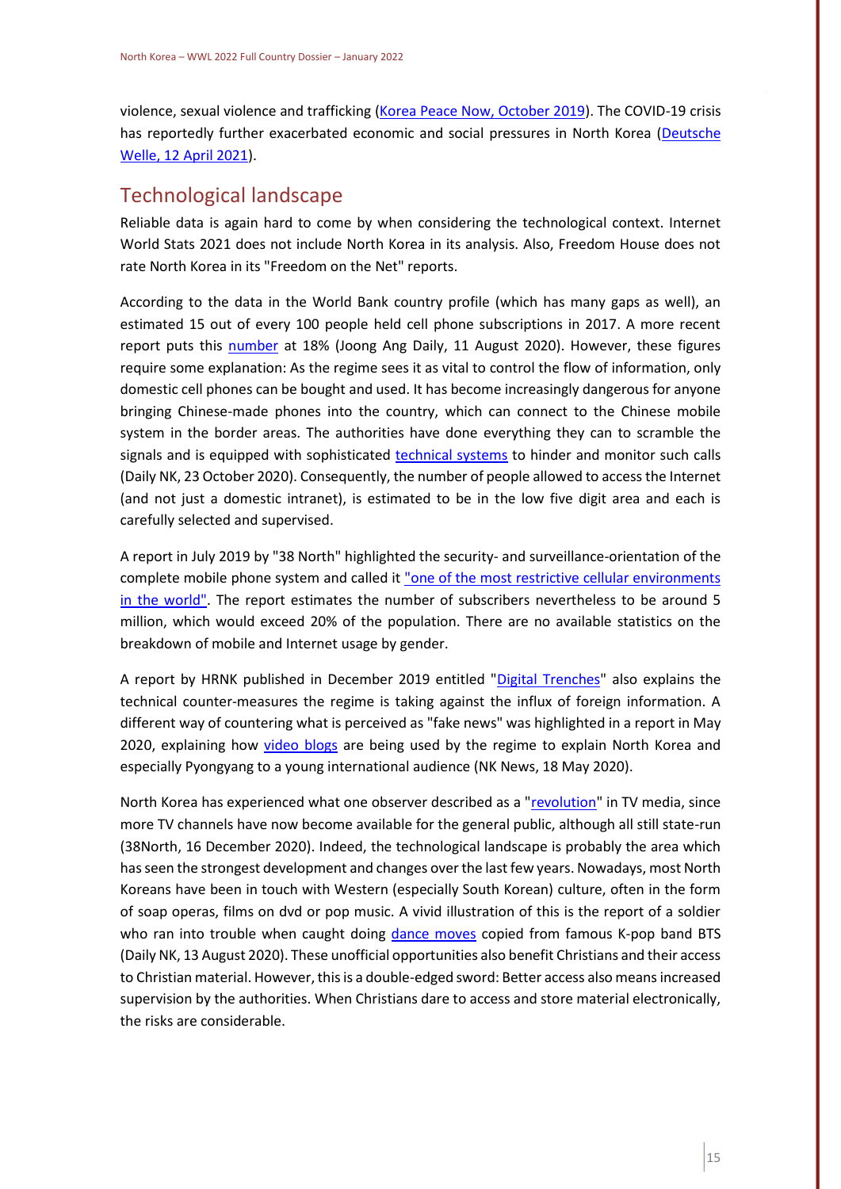violence, sexual violence and trafficking (Korea Peace Now, October 2019). The COVID-19 crisis has reportedly further exacerbated economic and social pressures in North Korea (Deutsche Welle, 12 April 2021).

## Technological landscape

Reliable data is again hard to come by when considering the technological context. Internet World Stats 2021 does not include North Korea in its analysis. Also, Freedom House does not rate North Korea in its "Freedom on the Net" reports.

According to the data in the World Bank country profile (which has many gaps as well), an estimated 15 out of every 100 people held cell phone subscriptions in 2017. A more recent report puts this number at 18% (Joong Ang Daily, 11 August 2020). However, these figures require some explanation: As the regime sees it as vital to control the flow of information, only domestic cell phones can be bought and used. It has become increasingly dangerous for anyone bringing Chinese-made phones into the country, which can connect to the Chinese mobile system in the border areas. The authorities have done everything they can to scramble the signals and is equipped with sophisticated technical systems to hinder and monitor such calls (Daily NK, 23 October 2020). Consequently, the number of people allowed to access the Internet (and not just a domestic intranet), is estimated to be in the low five digit area and each is carefully selected and supervised.

A report in July 2019 by "38 North" highlighted the security- and surveillance-orientation of the complete mobile phone system and called it "one of the most restrictive cellular environments in the world". The report estimates the number of subscribers nevertheless to be around 5 million, which would exceed 20% of the population. There are no available statistics on the breakdown of mobile and Internet usage by gender.

A report by HRNK published in December 2019 entitled "Digital Trenches" also explains the technical counter-measures the regime is taking against the influx of foreign information. A different way of countering what is perceived as "fake news" was highlighted in a report in May 2020, explaining how video blogs are being used by the regime to explain North Korea and especially Pyongyang to a young international audience (NK News, 18 May 2020).

North Korea has experienced what one observer described as a "revolution" in TV media, since more TV channels have now become available for the general public, although all still state-run (38North, 16 December 2020). Indeed, the technological landscape is probably the area which has seen the strongest development and changes over the last few years. Nowadays, most North Koreans have been in touch with Western (especially South Korean) culture, often in the form of soap operas, films on dvd or pop music. A vivid illustration of this is the report of a soldier who ran into trouble when caught doing dance moves copied from famous K-pop band BTS (Daily NK, 13 August 2020). These unofficial opportunities also benefit Christians and their access to Christian material. However, this is a double-edged sword: Better access also means increased supervision by the authorities. When Christians dare to access and store material electronically, the risks are considerable.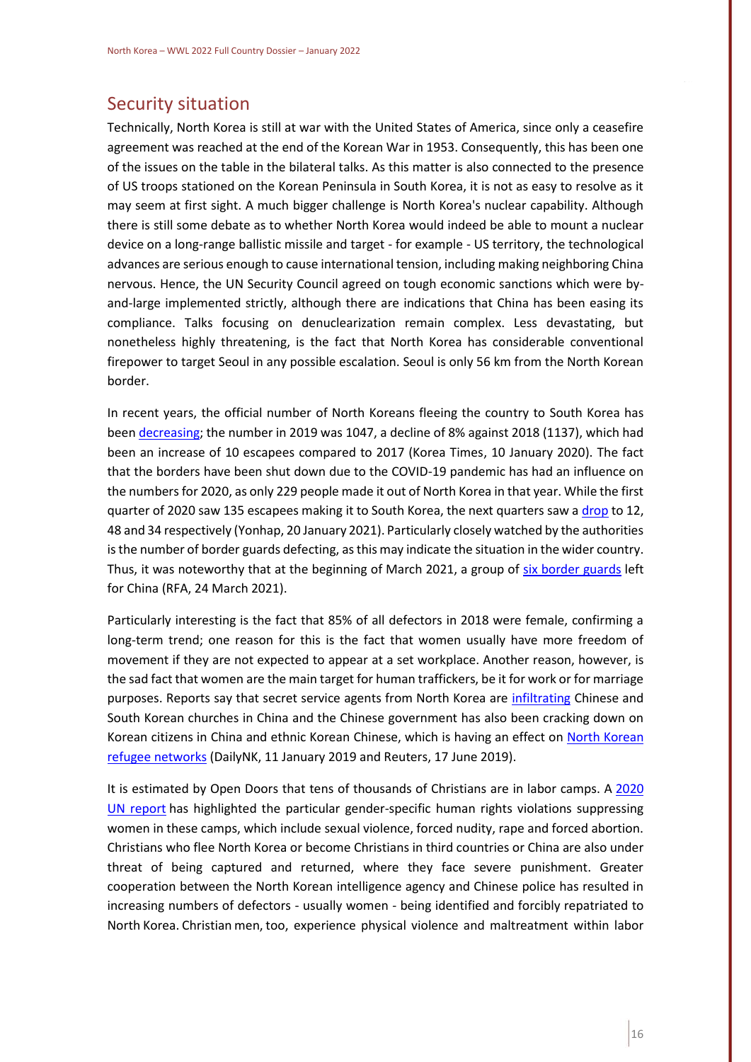## Security situation

Technically, North Korea is still at war with the United States of America, since only a ceasefire agreement was reached at the end of the Korean War in 1953. Consequently, this has been one of the issues on the table in the bilateral talks. As this matter is also connected to the presence of US troops stationed on the Korean Peninsula in South Korea, it is not as easy to resolve as it may seem at first sight. A much bigger challenge is North Korea's nuclear capability. Although there is still some debate as to whether North Korea would indeed be able to mount a nuclear device on a long-range ballistic missile and target - for example - US territory, the technological advances are serious enough to cause international tension, including making neighboring China nervous. Hence, the UN Security Council agreed on tough economic sanctions which were by-and-large implemented strictly, although there are indications that China has been easing its compliance. Talks focusing on denuclearization remain complex. Less devastating, but nonetheless highly threatening, is the fact that North Korea has considerable conventional firepower to target Seoul in any possible escalation. Seoul is only 56 km from the North Korean border.

In recent years, the official number of North Koreans fleeing the country to South Korea has been decreasing; the number in 2019 was 1047, a decline of 8% against 2018 (1137), which had been an increase of 10 escapees compared to 2017 (Korea Times, 10 January 2020). The fact that the borders have been shut down due to the COVID-19 pandemic has had an influence on the numbers for 2020, as only 229 people made it out of North Korea in that year. While the first quarter of 2020 saw 135 escapees making it to South Korea, the next quarters saw a drop to 12, 48 and 34 respectively (Yonhap, 20 January 2021). Particularly closely watched by the authorities is the number of border guards defecting, as this may indicate the situation in the wider country. Thus, it was noteworthy that at the beginning of March 2021, a group of six border guards left for China (RFA, 24 March 2021).

Particularly interesting is the fact that 85% of all defectors in 2018 were female, confirming a long-term trend; one reason for this is the fact that women usually have more freedom of movement if they are not expected to appear at a set workplace. Another reason, however, is the sad fact that women are the main target for human traffickers, be it for work or for marriage purposes. Reports say that secret service agents from North Korea are infiltrating Chinese and South Korean churches in China and the Chinese government has also been cracking down on Korean citizens in China and ethnic Korean Chinese, which is having an effect on North Korean refugee networks (DailyNK, 11 January 2019 and Reuters, 17 June 2019).

It is estimated by Open Doors that tens of thousands of Christians are in labor camps. A 2020 UN report has highlighted the particular gender-specific human rights violations suppressing women in these camps, which include sexual violence, forced nudity, rape and forced abortion. Christians who flee North Korea or become Christians in third countries or China are also under threat of being captured and returned, where they face severe punishment. Greater cooperation between the North Korean intelligence agency and Chinese police has resulted in increasing numbers of defectors - usually women - being identified and forcibly repatriated to North Korea. Christian men, too, experience physical violence and maltreatment within labor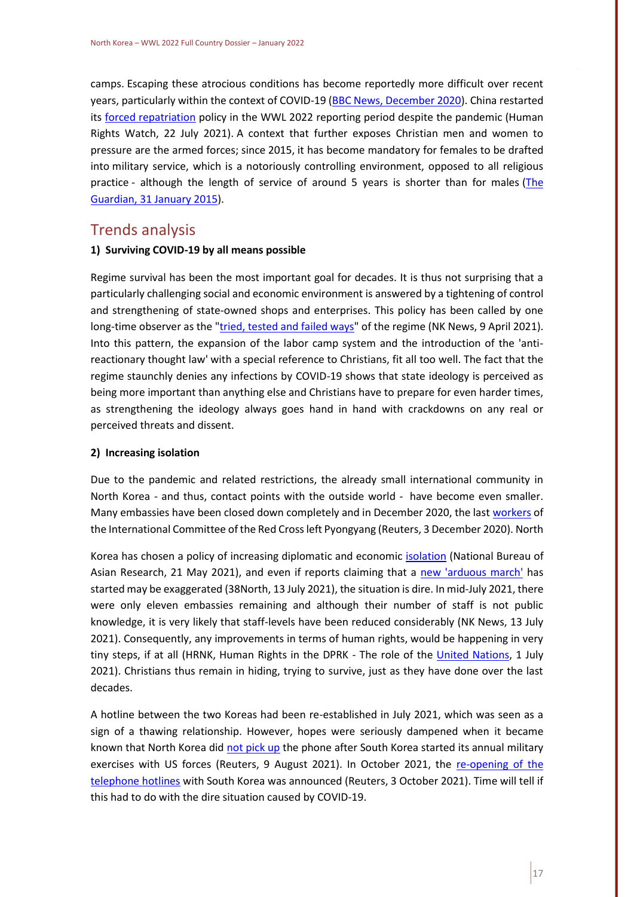camps. Escaping these atrocious conditions has become reportedly more difficult over recent years, particularly within the context of COVID-19 ([BBC News, December 2020](#)). China restarted its [forced repatriation](#) policy in the WWL 2022 reporting period despite the pandemic (Human Rights Watch, 22 July 2021). A context that further exposes Christian men and women to pressure are the armed forces; since 2015, it has become mandatory for females to be drafted into military service, which is a notoriously controlling environment, opposed to all religious practice - although the length of service of around 5 years is shorter than for males ([The Guardian, 31 January 2015](#)).

## Trends analysis

### 1) Surviving COVID-19 by all means possible

Regime survival has been the most important goal for decades. It is thus not surprising that a particularly challenging social and economic environment is answered by a tightening of control and strengthening of state-owned shops and enterprises. This policy has been called by one long-time observer as the "[tried, tested and failed ways](#)" of the regime (NK News, 9 April 2021). Into this pattern, the expansion of the labor camp system and the introduction of the 'anti-reactionary thought law' with a special reference to Christians, fit all too well. The fact that the regime staunchly denies any infections by COVID-19 shows that state ideology is perceived as being more important than anything else and Christians have to prepare for even harder times, as strengthening the ideology always goes hand in hand with crackdowns on any real or perceived threats and dissent.

### 2) Increasing isolation

Due to the pandemic and related restrictions, the already small international community in North Korea - and thus, contact points with the outside world - have become even smaller. Many embassies have been closed down completely and in December 2020, the last [workers](#) of the International Committee of the Red Cross left Pyongyang (Reuters, 3 December 2020). North Korea has chosen a policy of increasing diplomatic and economic [isolation](#) (National Bureau of Asian Research, 21 May 2021), and even if reports claiming that a [new 'arduous march'](#) has started may be exaggerated (38North, 13 July 2021), the situation is dire. In mid-July 2021, there were only eleven embassies remaining and although their number of staff is not public knowledge, it is very likely that staff-levels have been reduced considerably (NK News, 13 July 2021). Consequently, any improvements in terms of human rights, would be happening in very tiny steps, if at all (HRNK, Human Rights in the DPRK - The role of the [United Nations](#), 1 July 2021). Christians thus remain in hiding, trying to survive, just as they have done over the last decades.

A hotline between the two Koreas had been re-established in July 2021, which was seen as a sign of a thawing relationship. However, hopes were seriously dampened when it became known that North Korea did [not pick up](#) the phone after South Korea started its annual military exercises with US forces (Reuters, 9 August 2021). In October 2021, the [re-opening of the telephone hotlines](#) with South Korea was announced (Reuters, 3 October 2021). Time will tell if this had to do with the dire situation caused by COVID-19.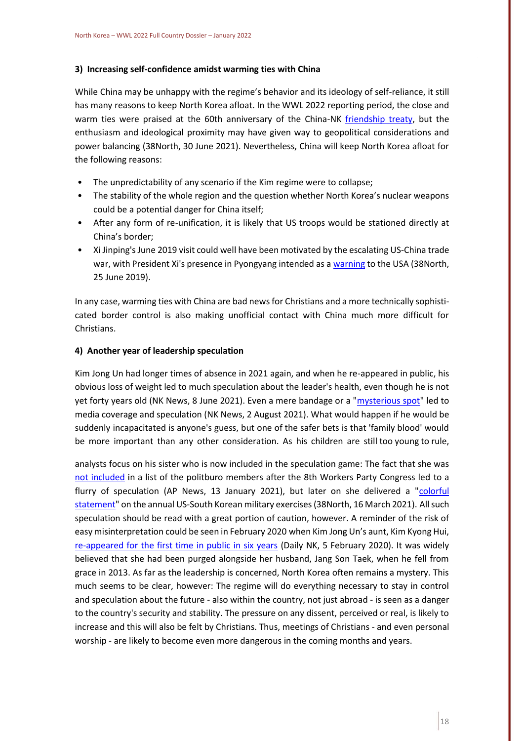#### 3) Increasing self-confidence amidst warming ties with China

While China may be unhappy with the regime's behavior and its ideology of self-reliance, it still has many reasons to keep North Korea afloat. In the WWL 2022 reporting period, the close and warm ties were praised at the 60th anniversary of the China-NK friendship treaty, but the enthusiasm and ideological proximity may have given way to geopolitical considerations and power balancing (38North, 30 June 2021). Nevertheless, China will keep North Korea afloat for the following reasons:

- The unpredictability of any scenario if the Kim regime were to collapse;
- The stability of the whole region and the question whether North Korea's nuclear weapons could be a potential danger for China itself;
- After any form of re-unification, it is likely that US troops would be stationed directly at China's border;
- Xi Jinping's June 2019 visit could well have been motivated by the escalating US-China trade war, with President Xi's presence in Pyongyang intended as a warning to the USA (38North, 25 June 2019).

In any case, warming ties with China are bad news for Christians and a more technically sophisticated border control is also making unofficial contact with China much more difficult for Christians.

#### 4) Another year of leadership speculation

Kim Jong Un had longer times of absence in 2021 again, and when he re-appeared in public, his obvious loss of weight led to much speculation about the leader's health, even though he is not yet forty years old (NK News, 8 June 2021). Even a mere bandage or a "mysterious spot" led to media coverage and speculation (NK News, 2 August 2021). What would happen if he would be suddenly incapacitated is anyone's guess, but one of the safer bets is that 'family blood' would be more important than any other consideration. As his children are still too young to rule, analysts focus on his sister who is now included in the speculation game: The fact that she was not included in a list of the politburo members after the 8th Workers Party Congress led to a flurry of speculation (AP News, 13 January 2021), but later on she delivered a "colorful statement" on the annual US-South Korean military exercises (38North, 16 March 2021). All such speculation should be read with a great portion of caution, however. A reminder of the risk of easy misinterpretation could be seen in February 2020 when Kim Jong Un's aunt, Kim Kyong Hui, re-appeared for the first time in public in six years (Daily NK, 5 February 2020). It was widely believed that she had been purged alongside her husband, Jang Son Taek, when he fell from grace in 2013. As far as the leadership is concerned, North Korea often remains a mystery. This much seems to be clear, however: The regime will do everything necessary to stay in control and speculation about the future - also within the country, not just abroad - is seen as a danger to the country's security and stability. The pressure on any dissent, perceived or real, is likely to increase and this will also be felt by Christians. Thus, meetings of Christians - and even personal worship - are likely to become even more dangerous in the coming months and years.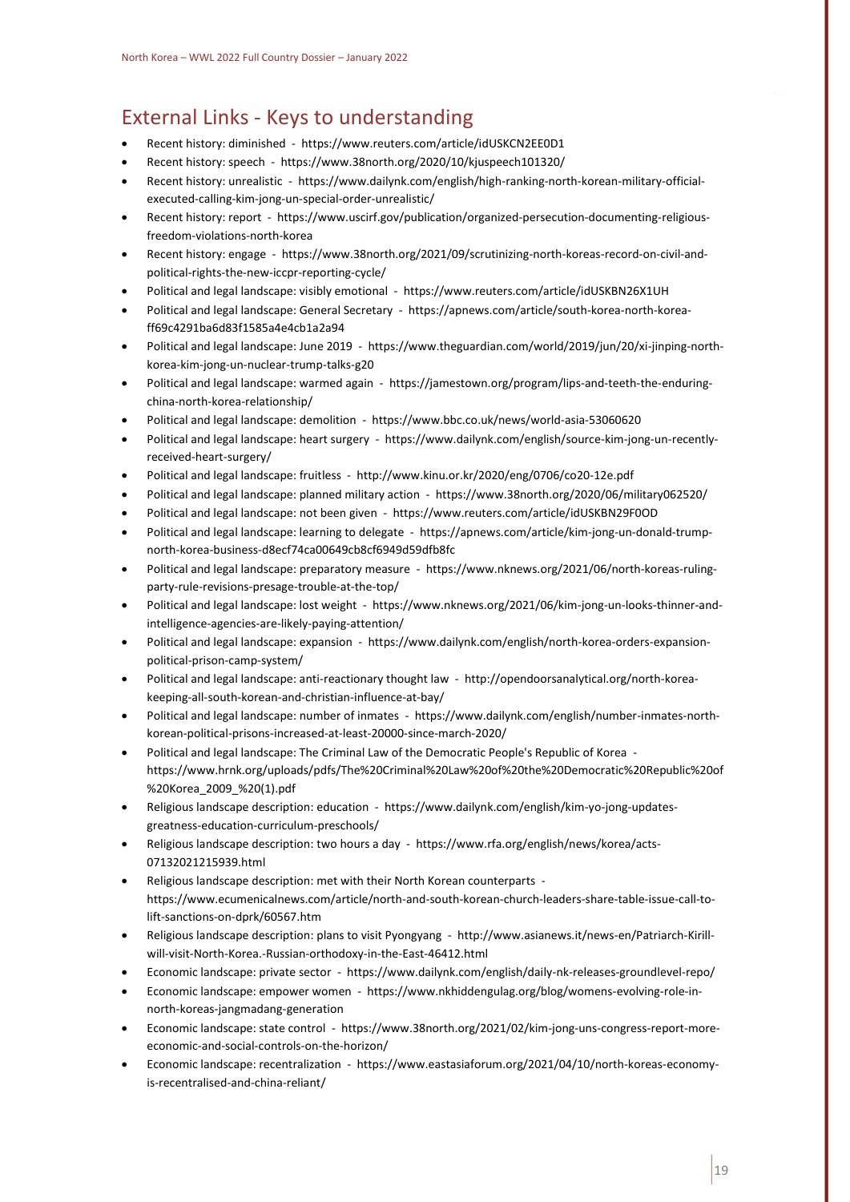## External Links - Keys to understanding

- Recent history: diminished - https://www.reuters.com/article/idUSKCN2EE0D1
- Recent history: speech - https://www.38north.org/2020/10/kjuspeech101320/
- Recent history: unrealistic - https://www.dailynk.com/english/high-ranking-north-korean-military-official-executed-calling-kim-jong-un-special-order-unrealistic/
- Recent history: report - https://www.uscirf.gov/publication/organized-persecution-documenting-religious-freedom-violations-north-korea
- Recent history: engage - https://www.38north.org/2021/09/scrutinizing-north-koreas-record-on-civil-and-political-rights-the-new-iccpr-reporting-cycle/
- Political and legal landscape: visibly emotional - https://www.reuters.com/article/idUSKBN26X1UH
- Political and legal landscape: General Secretary - https://apnews.com/article/south-korea-north-korea-ff69c4291ba6d83f1585a4e4cb1a2a94
- Political and legal landscape: June 2019 - https://www.theguardian.com/world/2019/jun/20/xi-jinping-north-korea-kim-jong-un-nuclear-trump-talks-g20
- Political and legal landscape: warmed again - https://jamestown.org/program/lips-and-teeth-the-enduring-china-north-korea-relationship/
- Political and legal landscape: demolition - https://www.bbc.co.uk/news/world-asia-53060620
- Political and legal landscape: heart surgery - https://www.dailynk.com/english/source-kim-jong-un-recently-received-heart-surgery/
- Political and legal landscape: fruitless - http://www.kinu.or.kr/2020/eng/0706/co20-12e.pdf
- Political and legal landscape: planned military action - https://www.38north.org/2020/06/military062520/
- Political and legal landscape: not been given - https://www.reuters.com/article/idUSKBN29F0OD
- Political and legal landscape: learning to delegate - https://apnews.com/article/kim-jong-un-donald-trump-north-korea-business-d8ecf74ca00649cb8cf6949d59dfb8fc
- Political and legal landscape: preparatory measure - https://www.nknews.org/2021/06/north-koreas-ruling-party-rule-revisions-presage-trouble-at-the-top/
- Political and legal landscape: lost weight - https://www.nknews.org/2021/06/kim-jong-un-looks-thinner-and-intelligence-agencies-are-likely-paying-attention/
- Political and legal landscape: expansion - https://www.dailynk.com/english/north-korea-orders-expansion-political-prison-camp-system/
- Political and legal landscape: anti-reactionary thought law - http://opendoorsanalytical.org/north-korea-keeping-all-south-korean-and-christian-influence-at-bay/
- Political and legal landscape: number of inmates - https://www.dailynk.com/english/number-inmates-north-korean-political-prisons-increased-at-least-20000-since-march-2020/
- Political and legal landscape: The Criminal Law of the Democratic People's Republic of Korea - https://www.hrnk.org/uploads/pdfs/The%20Criminal%20Law%20of%20the%20Democratic%20Republic%20of%20Korea_2009_%20(1).pdf
- Religious landscape description: education - https://www.dailynk.com/english/kim-yo-jong-updates-greatness-education-curriculum-preschools/
- Religious landscape description: two hours a day - https://www.rfa.org/english/news/korea/acts-07132021215939.html
- Religious landscape description: met with their North Korean counterparts - https://www.ecumenicalnews.com/article/north-and-south-korean-church-leaders-share-table-issue-call-to-lift-sanctions-on-dprk/60567.htm
- Religious landscape description: plans to visit Pyongyang - http://www.asianews.it/news-en/Patriarch-Kirill-will-visit-North-Korea.-Russian-orthodoxy-in-the-East-46412.html
- Economic landscape: private sector - https://www.dailynk.com/english/daily-nk-releases-groundlevel-repo/
- Economic landscape: empower women - https://www.nkhiddengulag.org/blog/womens-evolving-role-in-north-koreas-jangmadang-generation
- Economic landscape: state control - https://www.38north.org/2021/02/kim-jong-uns-congress-report-more-economic-and-social-controls-on-the-horizon/
- Economic landscape: recentralization - https://www.eastasiaforum.org/2021/04/10/north-koreas-economy-is-recentralised-and-china-reliant/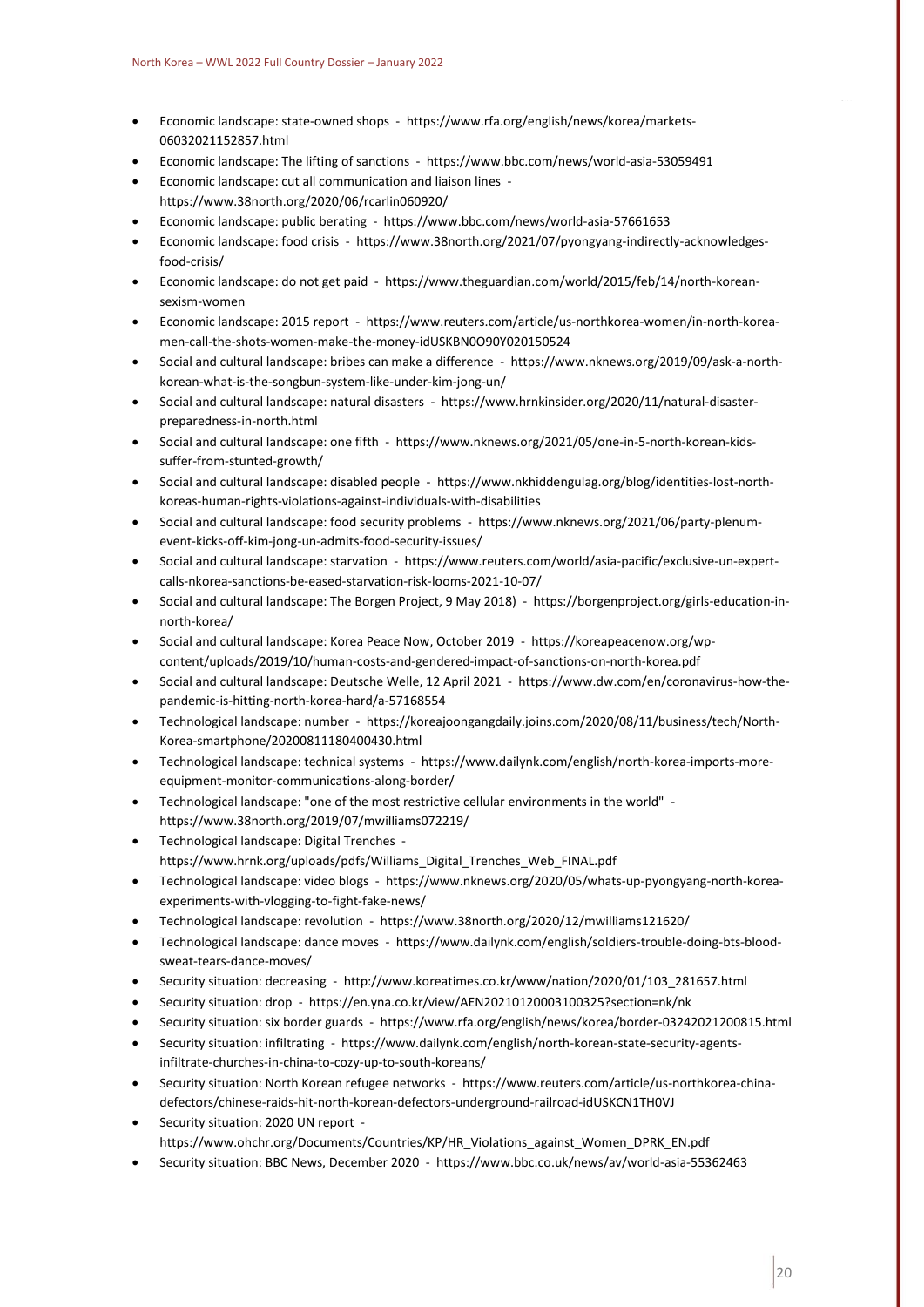- Economic landscape: state-owned shops - https://www.rfa.org/english/news/korea/markets-06032021152857.html
- Economic landscape: The lifting of sanctions - https://www.bbc.com/news/world-asia-53059491
- Economic landscape: cut all communication and liaison lines - https://www.38north.org/2020/06/rcarlin060920/
- Economic landscape: public berating - https://www.bbc.com/news/world-asia-57661653
- Economic landscape: food crisis - https://www.38north.org/2021/07/pyongyang-indirectly-acknowledges-food-crisis/
- Economic landscape: do not get paid - https://www.theguardian.com/world/2015/feb/14/north-korean-sexism-women
- Economic landscape: 2015 report - https://www.reuters.com/article/us-northkorea-women/in-north-korea-men-call-the-shots-women-make-the-money-idUSKBN0O90Y020150524
- Social and cultural landscape: bribes can make a difference - https://www.nknews.org/2019/09/ask-a-north-korean-what-is-the-songbun-system-like-under-kim-jong-un/
- Social and cultural landscape: natural disasters - https://www.hrnkinsider.org/2020/11/natural-disaster-preparedness-in-north.html
- Social and cultural landscape: one fifth - https://www.nknews.org/2021/05/one-in-5-north-korean-kids-suffer-from-stunted-growth/
- Social and cultural landscape: disabled people - https://www.nkhiddengulag.org/blog/identities-lost-north-koreas-human-rights-violations-against-individuals-with-disabilities
- Social and cultural landscape: food security problems - https://www.nknews.org/2021/06/party-plenum-event-kicks-off-kim-jong-un-admits-food-security-issues/
- Social and cultural landscape: starvation - https://www.reuters.com/world/asia-pacific/exclusive-un-expert-calls-nkorea-sanctions-be-eased-starvation-risk-looms-2021-10-07/
- Social and cultural landscape: The Borgen Project, 9 May 2018) - https://borgenproject.org/girls-education-in-north-korea/
- Social and cultural landscape: Korea Peace Now, October 2019 - https://koreapeacenow.org/wp-content/uploads/2019/10/human-costs-and-gendered-impact-of-sanctions-on-north-korea.pdf
- Social and cultural landscape: Deutsche Welle, 12 April 2021 - https://www.dw.com/en/coronavirus-how-the-pandemic-is-hitting-north-korea-hard/a-57168554
- Technological landscape: number - https://koreajoongangdaily.joins.com/2020/08/11/business/tech/North-Korea-smartphone/20200811180400430.html
- Technological landscape: technical systems - https://www.dailynk.com/english/north-korea-imports-more-equipment-monitor-communications-along-border/
- Technological landscape: "one of the most restrictive cellular environments in the world" - https://www.38north.org/2019/07/mwilliams072219/
- Technological landscape: Digital Trenches - https://www.hrnk.org/uploads/pdfs/Williams_Digital_Trenches_Web_FINAL.pdf
- Technological landscape: video blogs - https://www.nknews.org/2020/05/whats-up-pyongyang-north-korea-experiments-with-vlogging-to-fight-fake-news/
- Technological landscape: revolution - https://www.38north.org/2020/12/mwilliams121620/
- Technological landscape: dance moves - https://www.dailynk.com/english/soldiers-trouble-doing-bts-blood-sweat-tears-dance-moves/
- Security situation: decreasing - http://www.koreatimes.co.kr/www/nation/2020/01/103_281657.html
- Security situation: drop - https://en.yna.co.kr/view/AEN20210120003100325?section=nk/nk
- Security situation: six border guards - https://www.rfa.org/english/news/korea/border-03242021200815.html
- Security situation: infiltrating - https://www.dailynk.com/english/north-korean-state-security-agents-infiltrate-churches-in-china-to-cozy-up-to-south-koreans/
- Security situation: North Korean refugee networks - https://www.reuters.com/article/us-northkorea-china-defectors/chinese-raids-hit-north-korean-defectors-underground-railroad-idUSKCN1TH0VJ
- Security situation: 2020 UN report - https://www.ohchr.org/Documents/Countries/KP/HR_Violations_against_Women_DPRK_EN.pdf
- Security situation: BBC News, December 2020 - https://www.bbc.co.uk/news/av/world-asia-55362463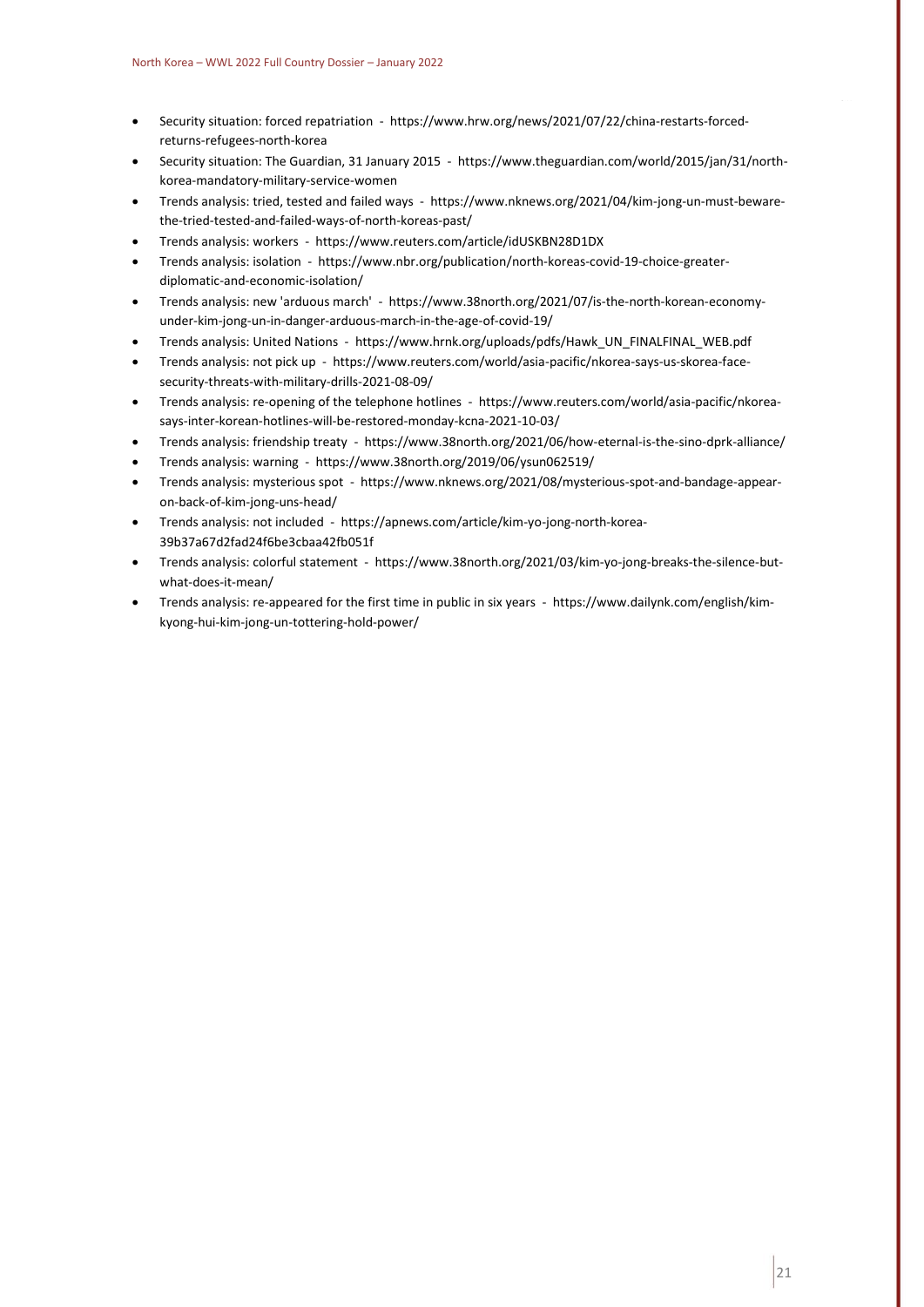- Security situation: forced repatriation - https://www.hrw.org/news/2021/07/22/china-restarts-forced-returns-refugees-north-korea
- Security situation: The Guardian, 31 January 2015 - https://www.theguardian.com/world/2015/jan/31/north-korea-mandatory-military-service-women
- Trends analysis: tried, tested and failed ways - https://www.nknews.org/2021/04/kim-jong-un-must-beware-the-tried-tested-and-failed-ways-of-north-koreas-past/
- Trends analysis: workers - https://www.reuters.com/article/idUSKBN28D1DX
- Trends analysis: isolation - https://www.nbr.org/publication/north-koreas-covid-19-choice-greater-diplomatic-and-economic-isolation/
- Trends analysis: new 'arduous march' - https://www.38north.org/2021/07/is-the-north-korean-economy-under-kim-jong-un-in-danger-arduous-march-in-the-age-of-covid-19/
- Trends analysis: United Nations - https://www.hrnk.org/uploads/pdfs/Hawk_UN_FINALFINAL_WEB.pdf
- Trends analysis: not pick up - https://www.reuters.com/world/asia-pacific/nkorea-says-us-skorea-face-security-threats-with-military-drills-2021-08-09/
- Trends analysis: re-opening of the telephone hotlines - https://www.reuters.com/world/asia-pacific/nkorea-says-inter-korean-hotlines-will-be-restored-monday-kcna-2021-10-03/
- Trends analysis: friendship treaty - https://www.38north.org/2021/06/how-eternal-is-the-sino-dprk-alliance/
- Trends analysis: warning - https://www.38north.org/2019/06/ysun062519/
- Trends analysis: mysterious spot - https://www.nknews.org/2021/08/mysterious-spot-and-bandage-appear-on-back-of-kim-jong-uns-head/
- Trends analysis: not included - https://apnews.com/article/kim-yo-jong-north-korea-39b37a67d2fad24f6be3cbaa42fb051f
- Trends analysis: colorful statement - https://www.38north.org/2021/03/kim-yo-jong-breaks-the-silence-but-what-does-it-mean/
- Trends analysis: re-appeared for the first time in public in six years - https://www.dailynk.com/english/kim-kyong-hui-kim-jong-un-tottering-hold-power/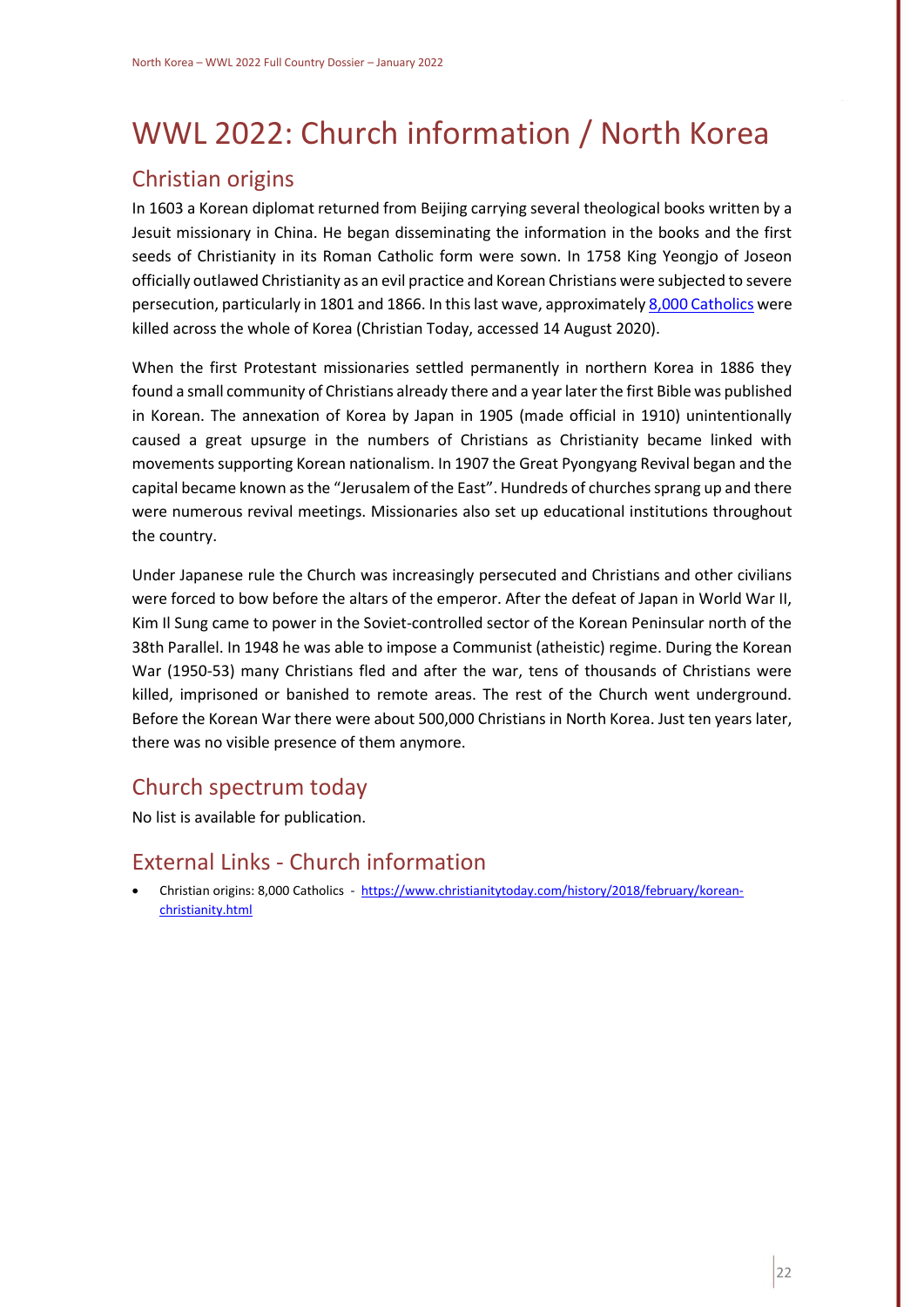# WWL 2022: Church information / North Korea

## Christian origins

In 1603 a Korean diplomat returned from Beijing carrying several theological books written by a Jesuit missionary in China. He began disseminating the information in the books and the first seeds of Christianity in its Roman Catholic form were sown. In 1758 King Yeongjo of Joseon officially outlawed Christianity as an evil practice and Korean Christians were subjected to severe persecution, particularly in 1801 and 1866. In this last wave, approximately [8,000 Catholics](https://www.christianitytoday.com/history/2018/february/korean-christianity.html) were killed across the whole of Korea (Christian Today, accessed 14 August 2020).

When the first Protestant missionaries settled permanently in northern Korea in 1886 they found a small community of Christians already there and a year later the first Bible was published in Korean. The annexation of Korea by Japan in 1905 (made official in 1910) unintentionally caused a great upsurge in the numbers of Christians as Christianity became linked with movements supporting Korean nationalism. In 1907 the Great Pyongyang Revival began and the capital became known as the "Jerusalem of the East". Hundreds of churches sprang up and there were numerous revival meetings. Missionaries also set up educational institutions throughout the country.

Under Japanese rule the Church was increasingly persecuted and Christians and other civilians were forced to bow before the altars of the emperor. After the defeat of Japan in World War II, Kim Il Sung came to power in the Soviet-controlled sector of the Korean Peninsular north of the 38th Parallel. In 1948 he was able to impose a Communist (atheistic) regime. During the Korean War (1950-53) many Christians fled and after the war, tens of thousands of Christians were killed, imprisoned or banished to remote areas. The rest of the Church went underground. Before the Korean War there were about 500,000 Christians in North Korea. Just ten years later, there was no visible presence of them anymore.

## Church spectrum today

No list is available for publication.

## External Links - Church information

- Christian origins: 8,000 Catholics - https://www.christianitytoday.com/history/2018/february/korean-christianity.html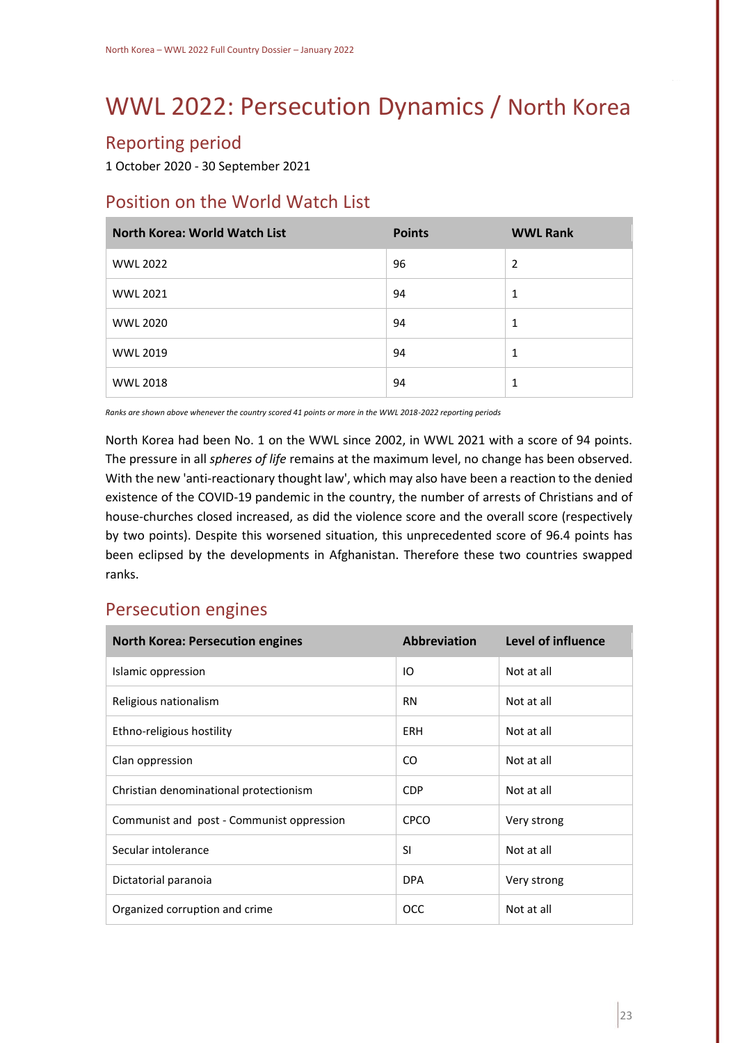# WWL 2022: Persecution Dynamics / North Korea

## Reporting period

1 October 2020 - 30 September 2021

## Position on the World Watch List

| North Korea: World Watch List | Points | WWL Rank |
|---|---|---|
| WWL 2022 | 96 | 2 |
| WWL 2021 | 94 | 1 |
| WWL 2020 | 94 | 1 |
| WWL 2019 | 94 | 1 |
| WWL 2018 | 94 | 1 |

*Ranks are shown above whenever the country scored 41 points or more in the WWL 2018-2022 reporting periods*

North Korea had been No. 1 on the WWL since 2002, in WWL 2021 with a score of 94 points. The pressure in all *spheres of life* remains at the maximum level, no change has been observed. With the new 'anti-reactionary thought law', which may also have been a reaction to the denied existence of the COVID-19 pandemic in the country, the number of arrests of Christians and of house-churches closed increased, as did the violence score and the overall score (respectively by two points). Despite this worsened situation, this unprecedented score of 96.4 points has been eclipsed by the developments in Afghanistan. Therefore these two countries swapped ranks.

## Persecution engines

| North Korea: Persecution engines | Abbreviation | Level of influence |
|---|---|---|
| Islamic oppression | IO | Not at all |
| Religious nationalism | RN | Not at all |
| Ethno-religious hostility | ERH | Not at all |
| Clan oppression | CO | Not at all |
| Christian denominational protectionism | CDP | Not at all |
| Communist and post - Communist oppression | CPCO | Very strong |
| Secular intolerance | SI | Not at all |
| Dictatorial paranoia | DPA | Very strong |
| Organized corruption and crime | OCC | Not at all |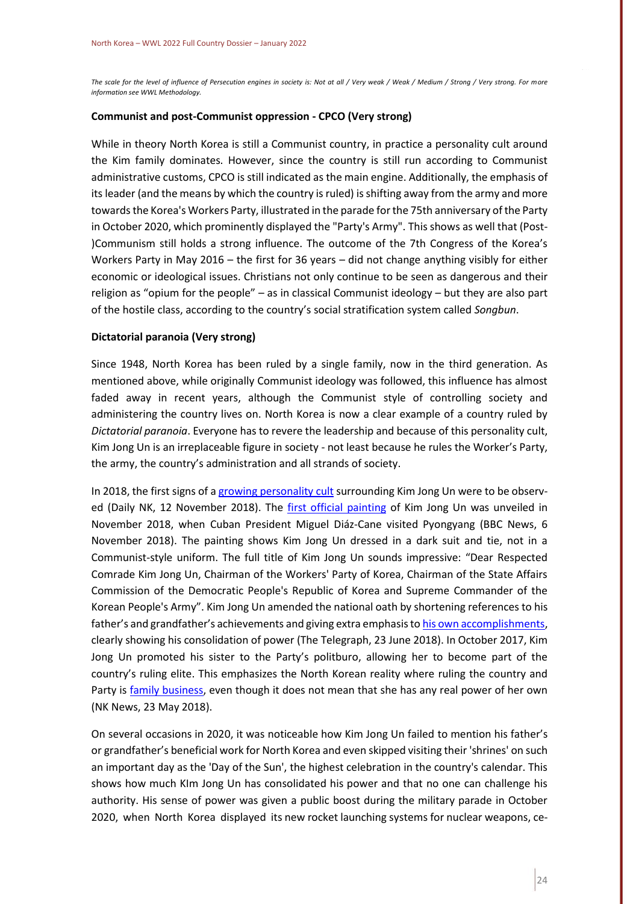*The scale for the level of influence of Persecution engines in society is: Not at all / Very weak / Weak / Medium / Strong / Very strong. For more information see WWL Methodology.*

**Communist and post-Communist oppression - CPCO (Very strong)**

While in theory North Korea is still a Communist country, in practice a personality cult around the Kim family dominates. However, since the country is still run according to Communist administrative customs, CPCO is still indicated as the main engine. Additionally, the emphasis of its leader (and the means by which the country is ruled) is shifting away from the army and more towards the Korea's Workers Party, illustrated in the parade for the 75th anniversary of the Party in October 2020, which prominently displayed the "Party's Army". This shows as well that (Post-)Communism still holds a strong influence. The outcome of the 7th Congress of the Korea's Workers Party in May 2016 – the first for 36 years – did not change anything visibly for either economic or ideological issues. Christians not only continue to be seen as dangerous and their religion as "opium for the people" – as in classical Communist ideology – but they are also part of the hostile class, according to the country's social stratification system called *Songbun*.

**Dictatorial paranoia (Very strong)**

Since 1948, North Korea has been ruled by a single family, now in the third generation. As mentioned above, while originally Communist ideology was followed, this influence has almost faded away in recent years, although the Communist style of controlling society and administering the country lives on. North Korea is now a clear example of a country ruled by *Dictatorial paranoia*. Everyone has to revere the leadership and because of this personality cult, Kim Jong Un is an irreplaceable figure in society - not least because he rules the Worker's Party, the army, the country's administration and all strands of society.

In 2018, the first signs of a growing personality cult surrounding Kim Jong Un were to be observed (Daily NK, 12 November 2018). The first official painting of Kim Jong Un was unveiled in November 2018, when Cuban President Miguel Diáz-Cane visited Pyongyang (BBC News, 6 November 2018). The painting shows Kim Jong Un dressed in a dark suit and tie, not in a Communist-style uniform. The full title of Kim Jong Un sounds impressive: "Dear Respected Comrade Kim Jong Un, Chairman of the Workers' Party of Korea, Chairman of the State Affairs Commission of the Democratic People's Republic of Korea and Supreme Commander of the Korean People's Army". Kim Jong Un amended the national oath by shortening references to his father's and grandfather's achievements and giving extra emphasis to his own accomplishments, clearly showing his consolidation of power (The Telegraph, 23 June 2018). In October 2017, Kim Jong Un promoted his sister to the Party's politburo, allowing her to become part of the country's ruling elite. This emphasizes the North Korean reality where ruling the country and Party is family business, even though it does not mean that she has any real power of her own (NK News, 23 May 2018).

On several occasions in 2020, it was noticeable how Kim Jong Un failed to mention his father's or grandfather's beneficial work for North Korea and even skipped visiting their 'shrines' on such an important day as the 'Day of the Sun', the highest celebration in the country's calendar. This shows how much KIm Jong Un has consolidated his power and that no one can challenge his authority. His sense of power was given a public boost during the military parade in October 2020, when North Korea displayed its new rocket launching systems for nuclear weapons, ce-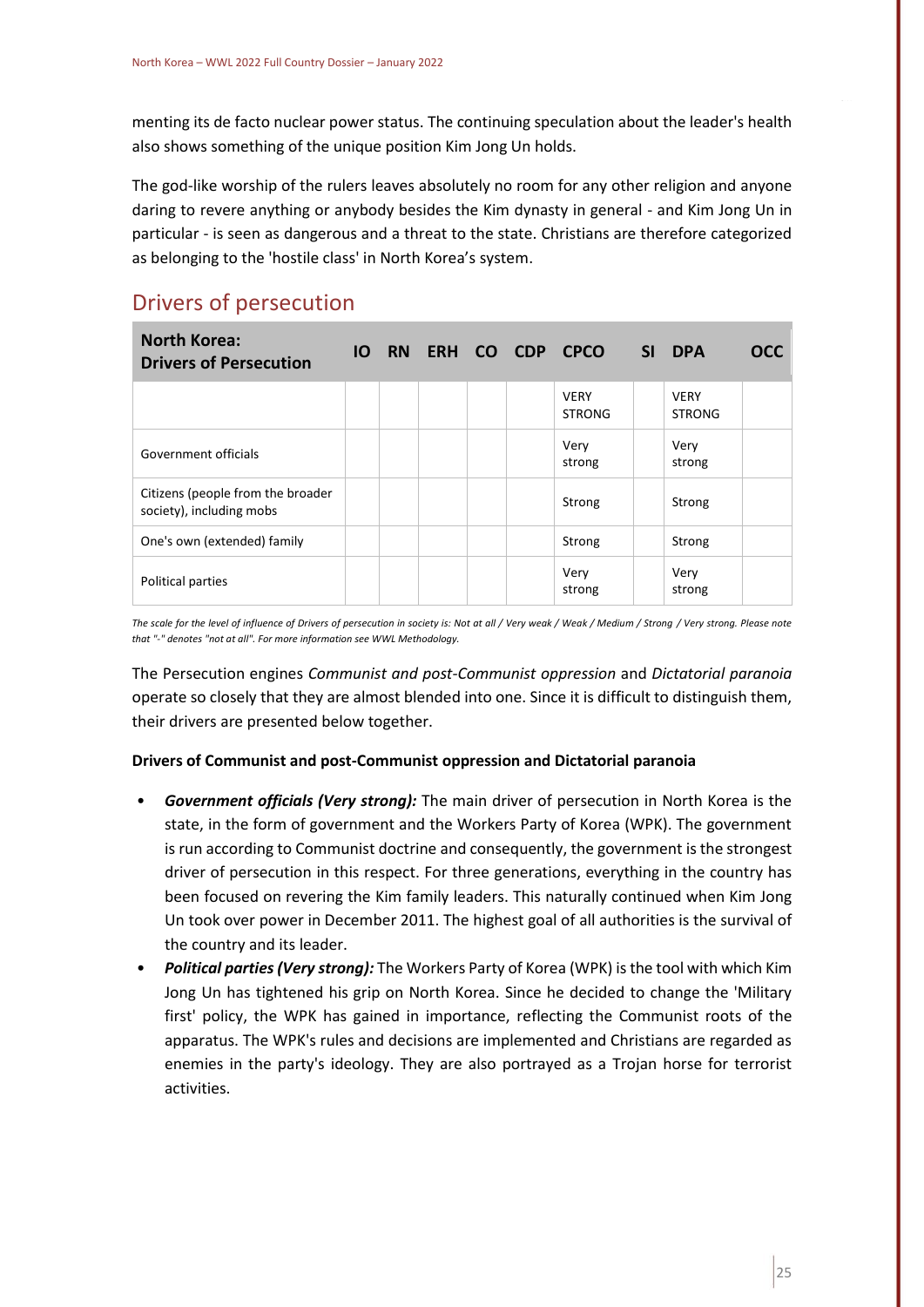menting its de facto nuclear power status. The continuing speculation about the leader's health also shows something of the unique position Kim Jong Un holds.

The god-like worship of the rulers leaves absolutely no room for any other religion and anyone daring to revere anything or anybody besides the Kim dynasty in general - and Kim Jong Un in particular - is seen as dangerous and a threat to the state. Christians are therefore categorized as belonging to the 'hostile class' in North Korea's system.

## Drivers of persecution

| North Korea: Drivers of Persecution | IO | RN | ERH | CO | CDP | CPCO | SI | DPA | OCC |
|---|---|---|---|---|---|---|---|---|---|
| | | | | | | VERY STRONG | | VERY STRONG | |
| Government officials | | | | | | Very strong | | Very strong | |
| Citizens (people from the broader society), including mobs | | | | | | Strong | | Strong | |
| One's own (extended) family | | | | | | Strong | | Strong | |
| Political parties | | | | | | Very strong | | Very strong | |

*The scale for the level of influence of Drivers of persecution in society is: Not at all / Very weak / Weak / Medium / Strong / Very strong. Please note that "-" denotes "not at all". For more information see WWL Methodology.*

The Persecution engines *Communist and post-Communist oppression* and *Dictatorial paranoia* operate so closely that they are almost blended into one. Since it is difficult to distinguish them, their drivers are presented below together.

**Drivers of Communist and post-Communist oppression and Dictatorial paranoia**

- ***Government officials (Very strong):*** The main driver of persecution in North Korea is the state, in the form of government and the Workers Party of Korea (WPK). The government is run according to Communist doctrine and consequently, the government is the strongest driver of persecution in this respect. For three generations, everything in the country has been focused on revering the Kim family leaders. This naturally continued when Kim Jong Un took over power in December 2011. The highest goal of all authorities is the survival of the country and its leader.
- ***Political parties (Very strong):*** The Workers Party of Korea (WPK) is the tool with which Kim Jong Un has tightened his grip on North Korea. Since he decided to change the 'Military first' policy, the WPK has gained in importance, reflecting the Communist roots of the apparatus. The WPK's rules and decisions are implemented and Christians are regarded as enemies in the party's ideology. They are also portrayed as a Trojan horse for terrorist activities.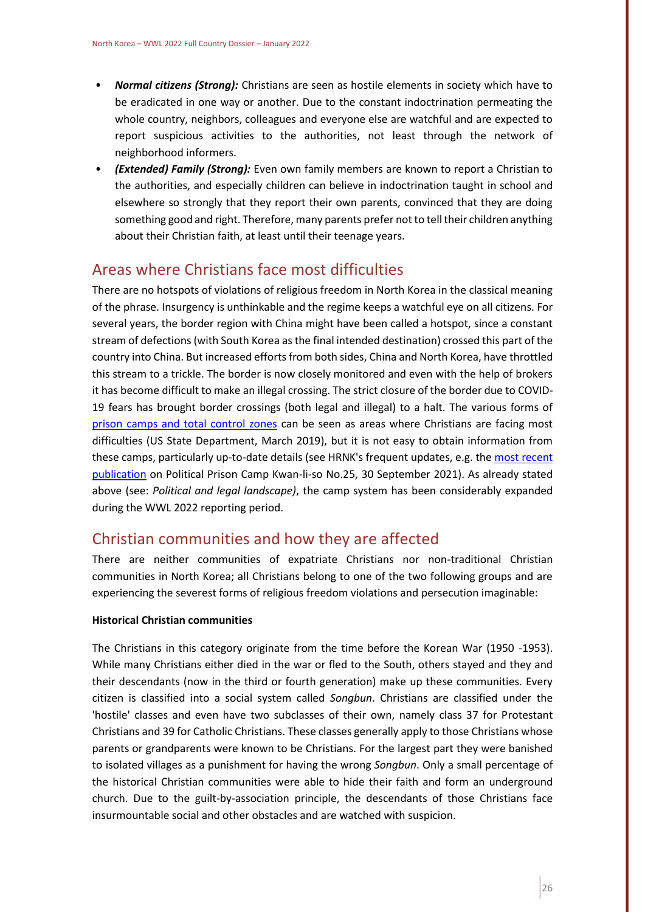- ***Normal citizens (Strong):*** Christians are seen as hostile elements in society which have to be eradicated in one way or another. Due to the constant indoctrination permeating the whole country, neighbors, colleagues and everyone else are watchful and are expected to report suspicious activities to the authorities, not least through the network of neighborhood informers.
- ***(Extended) Family (Strong):*** Even own family members are known to report a Christian to the authorities, and especially children can believe in indoctrination taught in school and elsewhere so strongly that they report their own parents, convinced that they are doing something good and right. Therefore, many parents prefer not to tell their children anything about their Christian faith, at least until their teenage years.

## Areas where Christians face most difficulties

There are no hotspots of violations of religious freedom in North Korea in the classical meaning of the phrase. Insurgency is unthinkable and the regime keeps a watchful eye on all citizens. For several years, the border region with China might have been called a hotspot, since a constant stream of defections (with South Korea as the final intended destination) crossed this part of the country into China. But increased efforts from both sides, China and North Korea, have throttled this stream to a trickle. The border is now closely monitored and even with the help of brokers it has become difficult to make an illegal crossing. The strict closure of the border due to COVID-19 fears has brought border crossings (both legal and illegal) to a halt. The various forms of prison camps and total control zones can be seen as areas where Christians are facing most difficulties (US State Department, March 2019), but it is not easy to obtain information from these camps, particularly up-to-date details (see HRNK's frequent updates, e.g. the most recent publication on Political Prison Camp Kwan-li-so No.25, 30 September 2021). As already stated above (see: *Political and legal landscape)*, the camp system has been considerably expanded during the WWL 2022 reporting period.

## Christian communities and how they are affected

There are neither communities of expatriate Christians nor non-traditional Christian communities in North Korea; all Christians belong to one of the two following groups and are experiencing the severest forms of religious freedom violations and persecution imaginable:

**Historical Christian communities**

The Christians in this category originate from the time before the Korean War (1950 -1953). While many Christians either died in the war or fled to the South, others stayed and they and their descendants (now in the third or fourth generation) make up these communities. Every citizen is classified into a social system called *Songbun*. Christians are classified under the 'hostile' classes and even have two subclasses of their own, namely class 37 for Protestant Christians and 39 for Catholic Christians. These classes generally apply to those Christians whose parents or grandparents were known to be Christians. For the largest part they were banished to isolated villages as a punishment for having the wrong *Songbun*. Only a small percentage of the historical Christian communities were able to hide their faith and form an underground church. Due to the guilt-by-association principle, the descendants of those Christians face insurmountable social and other obstacles and are watched with suspicion.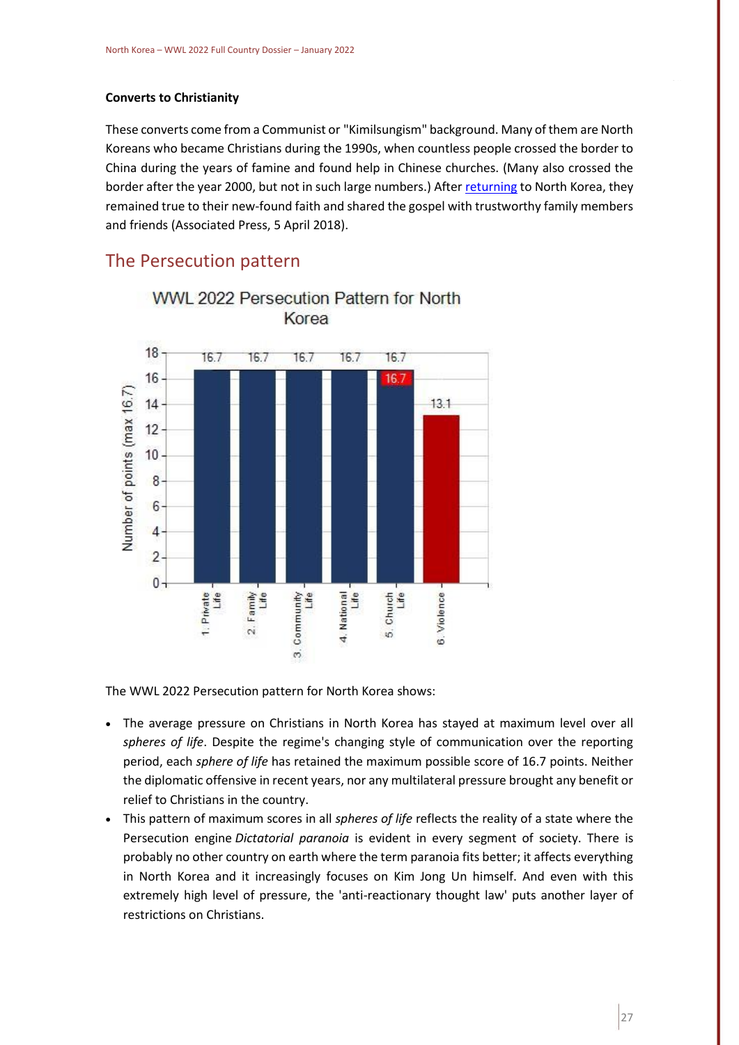**Converts to Christianity**

These converts come from a Communist or "Kimilsungism" background. Many of them are North Koreans who became Christians during the 1990s, when countless people crossed the border to China during the years of famine and found help in Chinese churches. (Many also crossed the border after the year 2000, but not in such large numbers.) After returning to North Korea, they remained true to their new-found faith and shared the gospel with trustworthy family members and friends (Associated Press, 5 April 2018).

## The Persecution pattern

WWL 2022 Persecution Pattern for North Korea

| Sphere | Number of points (max 16.7) |
|---|---|
| 1. Private Life | 16.7 |
| 2. Family Life | 16.7 |
| 3. Community Life | 16.7 |
| 4. National Life | 16.7 |
| 5. Church Life | 16.7 |
| 6. Violence | 13.1 |

The WWL 2022 Persecution pattern for North Korea shows:

- The average pressure on Christians in North Korea has stayed at maximum level over all *spheres of life*. Despite the regime's changing style of communication over the reporting period, each *sphere of life* has retained the maximum possible score of 16.7 points. Neither the diplomatic offensive in recent years, nor any multilateral pressure brought any benefit or relief to Christians in the country.
- This pattern of maximum scores in all *spheres of life* reflects the reality of a state where the Persecution engine *Dictatorial paranoia* is evident in every segment of society. There is probably no other country on earth where the term paranoia fits better; it affects everything in North Korea and it increasingly focuses on Kim Jong Un himself. And even with this extremely high level of pressure, the 'anti-reactionary thought law' puts another layer of restrictions on Christians.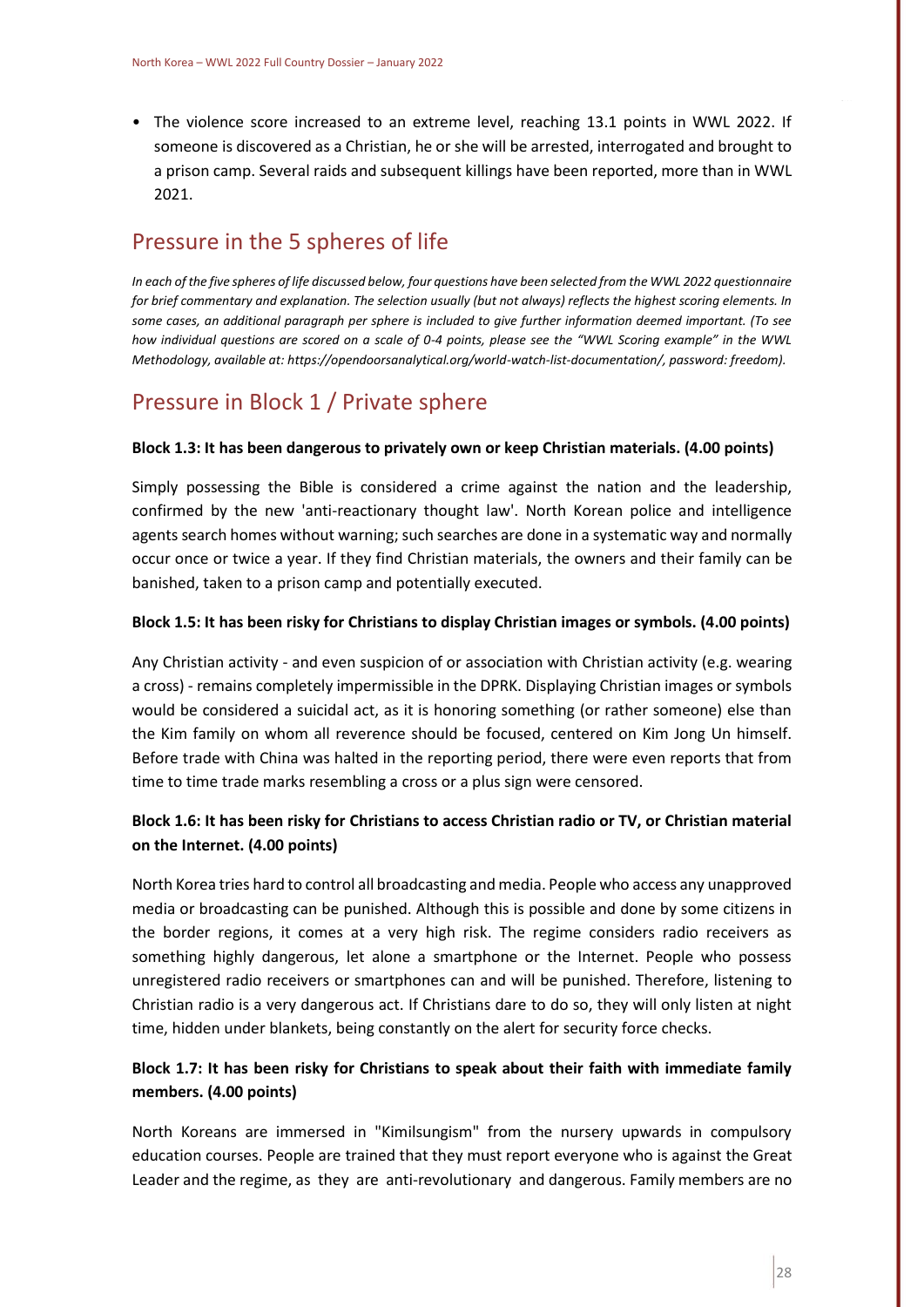- The violence score increased to an extreme level, reaching 13.1 points in WWL 2022. If someone is discovered as a Christian, he or she will be arrested, interrogated and brought to a prison camp. Several raids and subsequent killings have been reported, more than in WWL 2021.

## Pressure in the 5 spheres of life

*In each of the five spheres of life discussed below, four questions have been selected from the WWL 2022 questionnaire for brief commentary and explanation. The selection usually (but not always) reflects the highest scoring elements. In some cases, an additional paragraph per sphere is included to give further information deemed important. (To see how individual questions are scored on a scale of 0-4 points, please see the "WWL Scoring example" in the WWL Methodology, available at: https://opendoorsanalytical.org/world-watch-list-documentation/, password: freedom).*

## Pressure in Block 1 / Private sphere

**Block 1.3: It has been dangerous to privately own or keep Christian materials. (4.00 points)**

Simply possessing the Bible is considered a crime against the nation and the leadership, confirmed by the new 'anti-reactionary thought law'. North Korean police and intelligence agents search homes without warning; such searches are done in a systematic way and normally occur once or twice a year. If they find Christian materials, the owners and their family can be banished, taken to a prison camp and potentially executed.

**Block 1.5: It has been risky for Christians to display Christian images or symbols. (4.00 points)**

Any Christian activity - and even suspicion of or association with Christian activity (e.g. wearing a cross) - remains completely impermissible in the DPRK. Displaying Christian images or symbols would be considered a suicidal act, as it is honoring something (or rather someone) else than the Kim family on whom all reverence should be focused, centered on Kim Jong Un himself. Before trade with China was halted in the reporting period, there were even reports that from time to time trade marks resembling a cross or a plus sign were censored.

**Block 1.6: It has been risky for Christians to access Christian radio or TV, or Christian material on the Internet. (4.00 points)**

North Korea tries hard to control all broadcasting and media. People who access any unapproved media or broadcasting can be punished. Although this is possible and done by some citizens in the border regions, it comes at a very high risk. The regime considers radio receivers as something highly dangerous, let alone a smartphone or the Internet. People who possess unregistered radio receivers or smartphones can and will be punished. Therefore, listening to Christian radio is a very dangerous act. If Christians dare to do so, they will only listen at night time, hidden under blankets, being constantly on the alert for security force checks.

**Block 1.7: It has been risky for Christians to speak about their faith with immediate family members. (4.00 points)**

North Koreans are immersed in "Kimilsungism" from the nursery upwards in compulsory education courses. People are trained that they must report everyone who is against the Great Leader and the regime, as they are anti-revolutionary and dangerous. Family members are no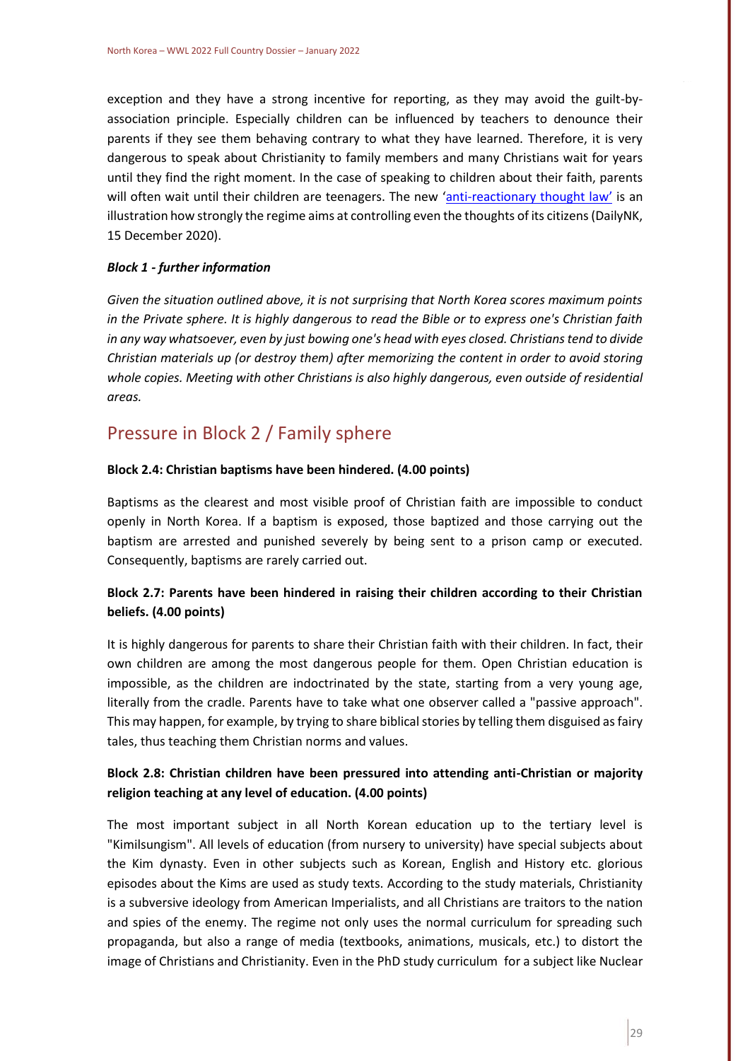exception and they have a strong incentive for reporting, as they may avoid the guilt-by-association principle. Especially children can be influenced by teachers to denounce their parents if they see them behaving contrary to what they have learned. Therefore, it is very dangerous to speak about Christianity to family members and many Christians wait for years until they find the right moment. In the case of speaking to children about their faith, parents will often wait until their children are teenagers. The new 'anti-reactionary thought law' is an illustration how strongly the regime aims at controlling even the thoughts of its citizens (DailyNK, 15 December 2020).

***Block 1 - further information***

*Given the situation outlined above, it is not surprising that North Korea scores maximum points in the Private sphere. It is highly dangerous to read the Bible or to express one's Christian faith in any way whatsoever, even by just bowing one's head with eyes closed. Christians tend to divide Christian materials up (or destroy them) after memorizing the content in order to avoid storing whole copies. Meeting with other Christians is also highly dangerous, even outside of residential areas.*

## Pressure in Block 2 / Family sphere

**Block 2.4: Christian baptisms have been hindered. (4.00 points)**

Baptisms as the clearest and most visible proof of Christian faith are impossible to conduct openly in North Korea. If a baptism is exposed, those baptized and those carrying out the baptism are arrested and punished severely by being sent to a prison camp or executed. Consequently, baptisms are rarely carried out.

**Block 2.7: Parents have been hindered in raising their children according to their Christian beliefs. (4.00 points)**

It is highly dangerous for parents to share their Christian faith with their children. In fact, their own children are among the most dangerous people for them. Open Christian education is impossible, as the children are indoctrinated by the state, starting from a very young age, literally from the cradle. Parents have to take what one observer called a "passive approach". This may happen, for example, by trying to share biblical stories by telling them disguised as fairy tales, thus teaching them Christian norms and values.

**Block 2.8: Christian children have been pressured into attending anti-Christian or majority religion teaching at any level of education. (4.00 points)**

The most important subject in all North Korean education up to the tertiary level is "Kimilsungism". All levels of education (from nursery to university) have special subjects about the Kim dynasty. Even in other subjects such as Korean, English and History etc. glorious episodes about the Kims are used as study texts. According to the study materials, Christianity is a subversive ideology from American Imperialists, and all Christians are traitors to the nation and spies of the enemy. The regime not only uses the normal curriculum for spreading such propaganda, but also a range of media (textbooks, animations, musicals, etc.) to distort the image of Christians and Christianity. Even in the PhD study curriculum for a subject like Nuclear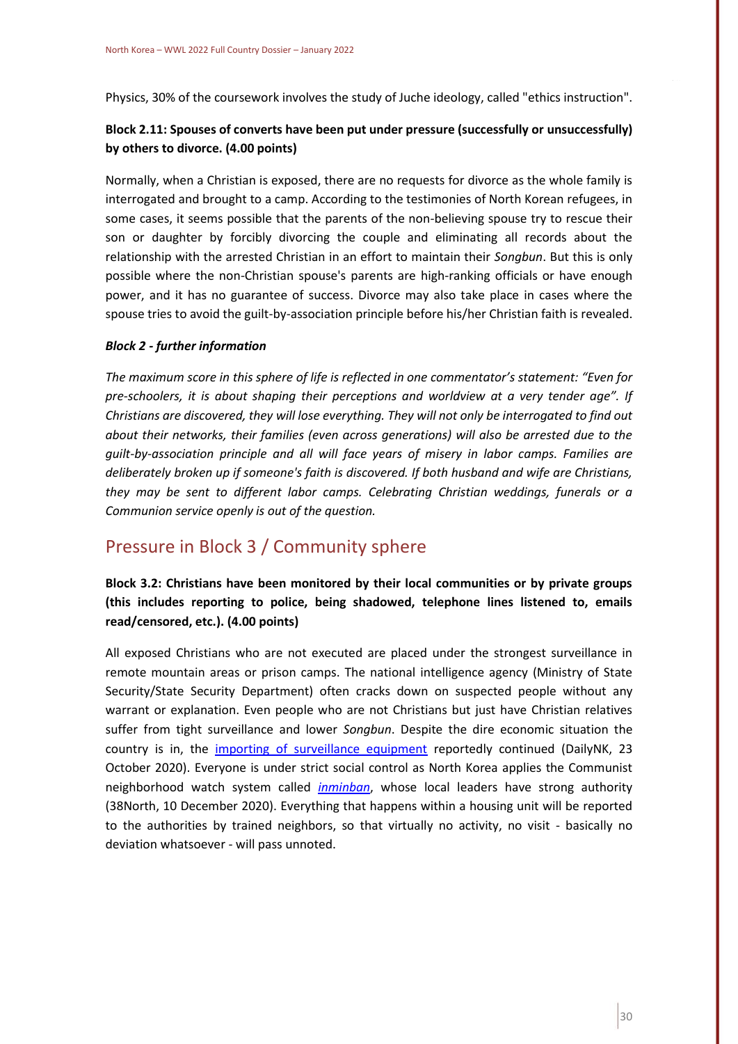Physics, 30% of the coursework involves the study of Juche ideology, called "ethics instruction".

**Block 2.11: Spouses of converts have been put under pressure (successfully or unsuccessfully) by others to divorce. (4.00 points)**

Normally, when a Christian is exposed, there are no requests for divorce as the whole family is interrogated and brought to a camp. According to the testimonies of North Korean refugees, in some cases, it seems possible that the parents of the non-believing spouse try to rescue their son or daughter by forcibly divorcing the couple and eliminating all records about the relationship with the arrested Christian in an effort to maintain their *Songbun*. But this is only possible where the non-Christian spouse's parents are high-ranking officials or have enough power, and it has no guarantee of success. Divorce may also take place in cases where the spouse tries to avoid the guilt-by-association principle before his/her Christian faith is revealed.

***Block 2 - further information***

*The maximum score in this sphere of life is reflected in one commentator's statement: "Even for pre-schoolers, it is about shaping their perceptions and worldview at a very tender age". If Christians are discovered, they will lose everything. They will not only be interrogated to find out about their networks, their families (even across generations) will also be arrested due to the guilt-by-association principle and all will face years of misery in labor camps. Families are deliberately broken up if someone's faith is discovered. If both husband and wife are Christians, they may be sent to different labor camps. Celebrating Christian weddings, funerals or a Communion service openly is out of the question.*

## Pressure in Block 3 / Community sphere

**Block 3.2: Christians have been monitored by their local communities or by private groups (this includes reporting to police, being shadowed, telephone lines listened to, emails read/censored, etc.). (4.00 points)**

All exposed Christians who are not executed are placed under the strongest surveillance in remote mountain areas or prison camps. The national intelligence agency (Ministry of State Security/State Security Department) often cracks down on suspected people without any warrant or explanation. Even people who are not Christians but just have Christian relatives suffer from tight surveillance and lower *Songbun*. Despite the dire economic situation the country is in, the importing of surveillance equipment reportedly continued (DailyNK, 23 October 2020). Everyone is under strict social control as North Korea applies the Communist neighborhood watch system called *inminban*, whose local leaders have strong authority (38North, 10 December 2020). Everything that happens within a housing unit will be reported to the authorities by trained neighbors, so that virtually no activity, no visit - basically no deviation whatsoever - will pass unnoted.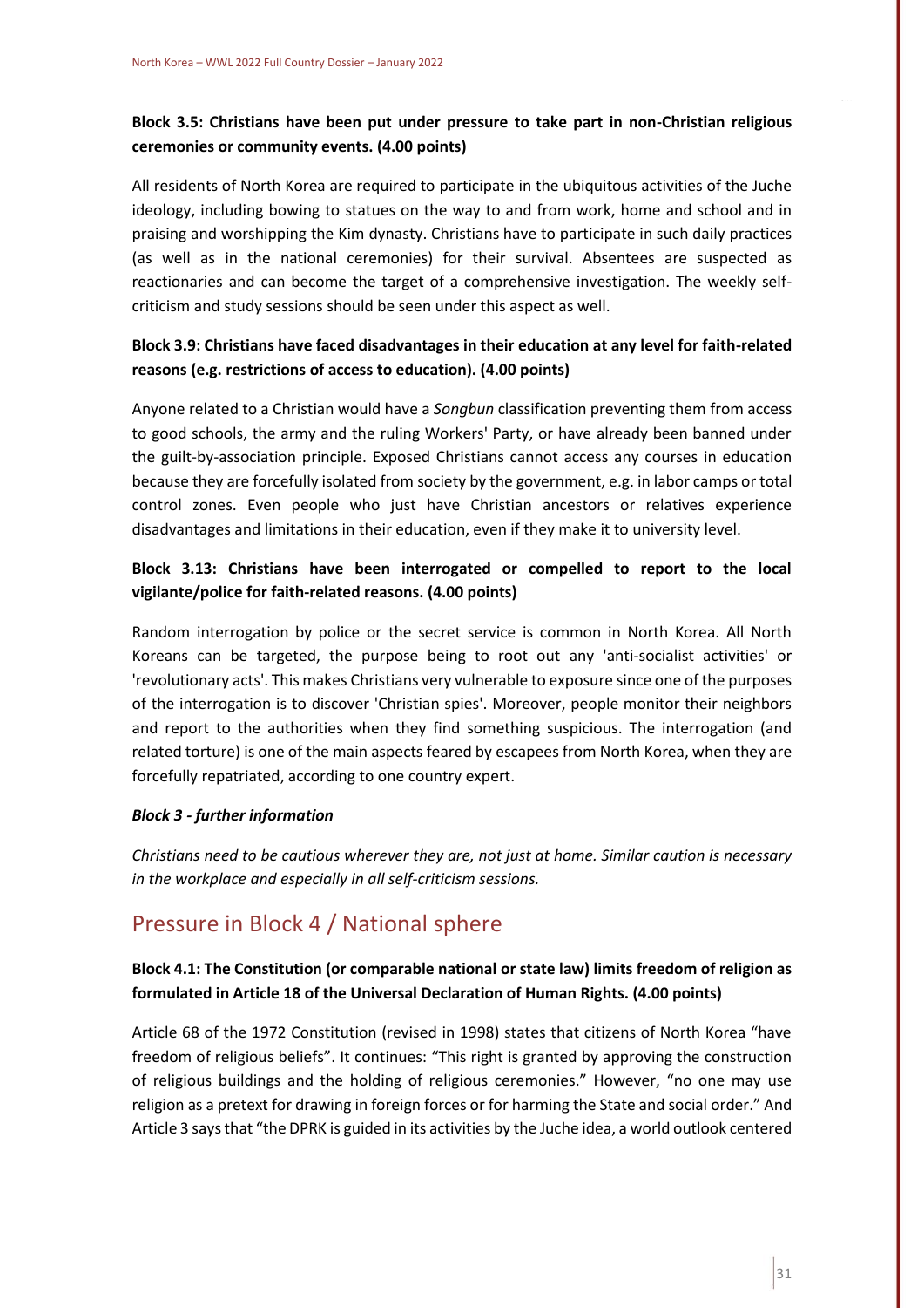#### Block 3.5: Christians have been put under pressure to take part in non-Christian religious ceremonies or community events. (4.00 points)

All residents of North Korea are required to participate in the ubiquitous activities of the Juche ideology, including bowing to statues on the way to and from work, home and school and in praising and worshipping the Kim dynasty. Christians have to participate in such daily practices (as well as in the national ceremonies) for their survival. Absentees are suspected as reactionaries and can become the target of a comprehensive investigation. The weekly self-criticism and study sessions should be seen under this aspect as well.

#### Block 3.9: Christians have faced disadvantages in their education at any level for faith-related reasons (e.g. restrictions of access to education). (4.00 points)

Anyone related to a Christian would have a *Songbun* classification preventing them from access to good schools, the army and the ruling Workers' Party, or have already been banned under the guilt-by-association principle. Exposed Christians cannot access any courses in education because they are forcefully isolated from society by the government, e.g. in labor camps or total control zones. Even people who just have Christian ancestors or relatives experience disadvantages and limitations in their education, even if they make it to university level.

#### Block 3.13: Christians have been interrogated or compelled to report to the local vigilante/police for faith-related reasons. (4.00 points)

Random interrogation by police or the secret service is common in North Korea. All North Koreans can be targeted, the purpose being to root out any 'anti-socialist activities' or 'revolutionary acts'. This makes Christians very vulnerable to exposure since one of the purposes of the interrogation is to discover 'Christian spies'. Moreover, people monitor their neighbors and report to the authorities when they find something suspicious. The interrogation (and related torture) is one of the main aspects feared by escapees from North Korea, when they are forcefully repatriated, according to one country expert.

#### *Block 3 - further information*

*Christians need to be cautious wherever they are, not just at home. Similar caution is necessary in the workplace and especially in all self-criticism sessions.*

## Pressure in Block 4 / National sphere

#### Block 4.1: The Constitution (or comparable national or state law) limits freedom of religion as formulated in Article 18 of the Universal Declaration of Human Rights. (4.00 points)

Article 68 of the 1972 Constitution (revised in 1998) states that citizens of North Korea "have freedom of religious beliefs". It continues: "This right is granted by approving the construction of religious buildings and the holding of religious ceremonies." However, "no one may use religion as a pretext for drawing in foreign forces or for harming the State and social order." And Article 3 says that "the DPRK is guided in its activities by the Juche idea, a world outlook centered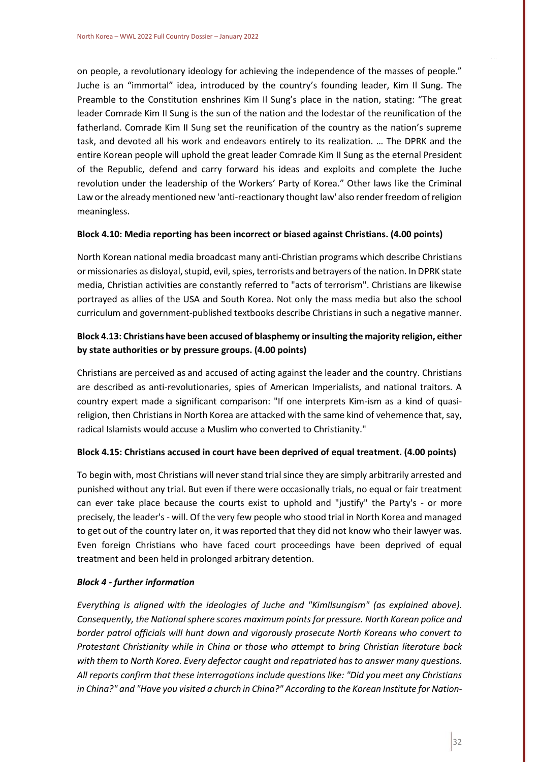on people, a revolutionary ideology for achieving the independence of the masses of people." Juche is an "immortal" idea, introduced by the country's founding leader, Kim Il Sung. The Preamble to the Constitution enshrines Kim Il Sung's place in the nation, stating: "The great leader Comrade Kim II Sung is the sun of the nation and the lodestar of the reunification of the fatherland. Comrade Kim II Sung set the reunification of the country as the nation's supreme task, and devoted all his work and endeavors entirely to its realization. … The DPRK and the entire Korean people will uphold the great leader Comrade Kim II Sung as the eternal President of the Republic, defend and carry forward his ideas and exploits and complete the Juche revolution under the leadership of the Workers' Party of Korea." Other laws like the Criminal Law or the already mentioned new 'anti-reactionary thought law' also render freedom of religion meaningless.

**Block 4.10: Media reporting has been incorrect or biased against Christians. (4.00 points)**

North Korean national media broadcast many anti-Christian programs which describe Christians or missionaries as disloyal, stupid, evil, spies, terrorists and betrayers of the nation. In DPRK state media, Christian activities are constantly referred to "acts of terrorism". Christians are likewise portrayed as allies of the USA and South Korea. Not only the mass media but also the school curriculum and government-published textbooks describe Christians in such a negative manner.

**Block 4.13: Christians have been accused of blasphemy or insulting the majority religion, either by state authorities or by pressure groups. (4.00 points)**

Christians are perceived as and accused of acting against the leader and the country. Christians are described as anti-revolutionaries, spies of American Imperialists, and national traitors. A country expert made a significant comparison: "If one interprets Kim-ism as a kind of quasi-religion, then Christians in North Korea are attacked with the same kind of vehemence that, say, radical Islamists would accuse a Muslim who converted to Christianity."

**Block 4.15: Christians accused in court have been deprived of equal treatment. (4.00 points)**

To begin with, most Christians will never stand trial since they are simply arbitrarily arrested and punished without any trial. But even if there were occasionally trials, no equal or fair treatment can ever take place because the courts exist to uphold and "justify" the Party's - or more precisely, the leader's - will. Of the very few people who stood trial in North Korea and managed to get out of the country later on, it was reported that they did not know who their lawyer was. Even foreign Christians who have faced court proceedings have been deprived of equal treatment and been held in prolonged arbitrary detention.

***Block 4 - further information***

*Everything is aligned with the ideologies of Juche and "KimIlsungism" (as explained above). Consequently, the National sphere scores maximum points for pressure. North Korean police and border patrol officials will hunt down and vigorously prosecute North Koreans who convert to Protestant Christianity while in China or those who attempt to bring Christian literature back with them to North Korea. Every defector caught and repatriated has to answer many questions. All reports confirm that these interrogations include questions like: "Did you meet any Christians in China?" and "Have you visited a church in China?" According to the Korean Institute for Nation-*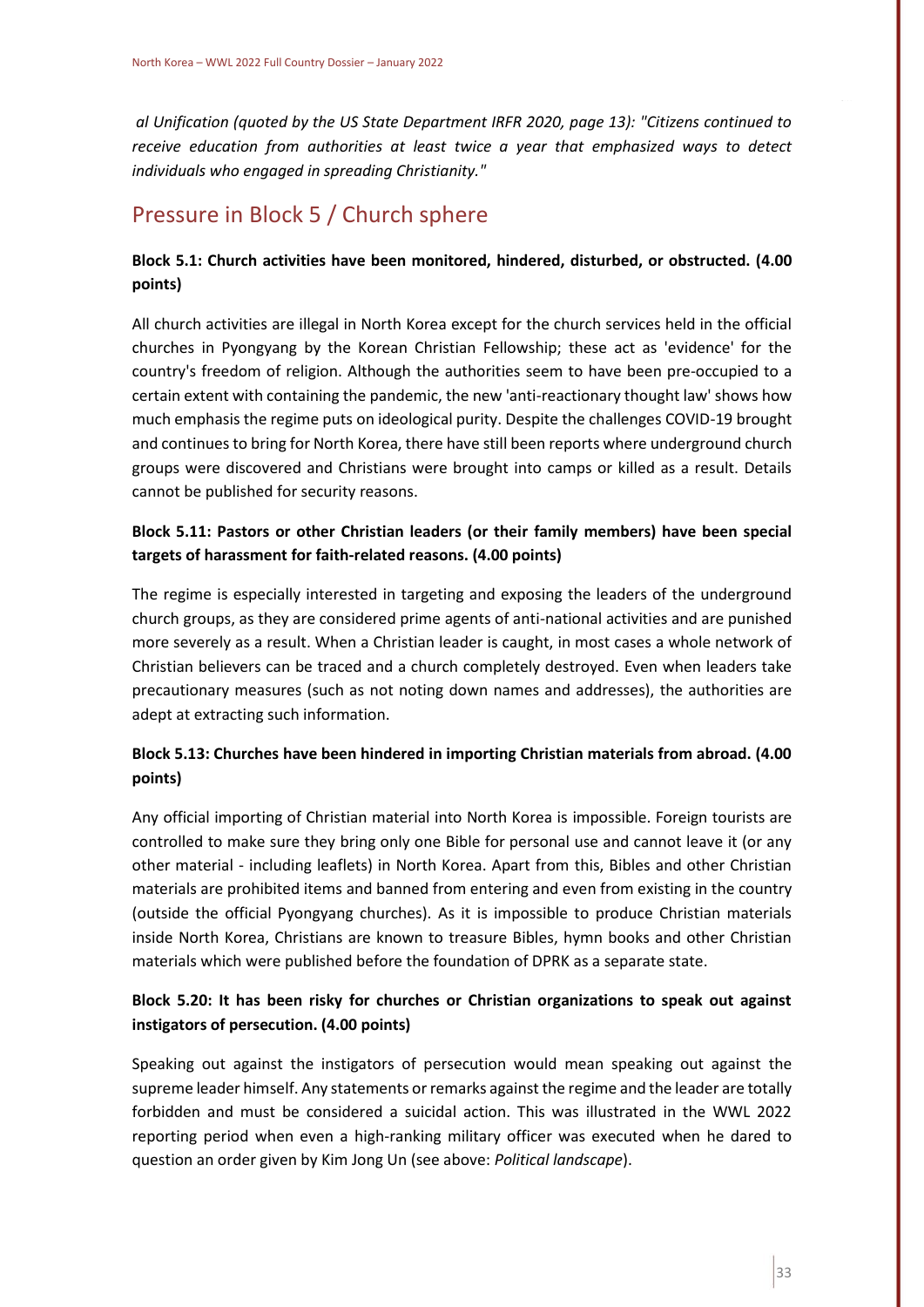*al Unification (quoted by the US State Department IRFR 2020, page 13): "Citizens continued to receive education from authorities at least twice a year that emphasized ways to detect individuals who engaged in spreading Christianity."*

## Pressure in Block 5 / Church sphere

### Block 5.1: Church activities have been monitored, hindered, disturbed, or obstructed. (4.00 points)

All church activities are illegal in North Korea except for the church services held in the official churches in Pyongyang by the Korean Christian Fellowship; these act as 'evidence' for the country's freedom of religion. Although the authorities seem to have been pre-occupied to a certain extent with containing the pandemic, the new 'anti-reactionary thought law' shows how much emphasis the regime puts on ideological purity. Despite the challenges COVID-19 brought and continues to bring for North Korea, there have still been reports where underground church groups were discovered and Christians were brought into camps or killed as a result. Details cannot be published for security reasons.

### Block 5.11: Pastors or other Christian leaders (or their family members) have been special targets of harassment for faith-related reasons. (4.00 points)

The regime is especially interested in targeting and exposing the leaders of the underground church groups, as they are considered prime agents of anti-national activities and are punished more severely as a result. When a Christian leader is caught, in most cases a whole network of Christian believers can be traced and a church completely destroyed. Even when leaders take precautionary measures (such as not noting down names and addresses), the authorities are adept at extracting such information.

### Block 5.13: Churches have been hindered in importing Christian materials from abroad. (4.00 points)

Any official importing of Christian material into North Korea is impossible. Foreign tourists are controlled to make sure they bring only one Bible for personal use and cannot leave it (or any other material - including leaflets) in North Korea. Apart from this, Bibles and other Christian materials are prohibited items and banned from entering and even from existing in the country (outside the official Pyongyang churches). As it is impossible to produce Christian materials inside North Korea, Christians are known to treasure Bibles, hymn books and other Christian materials which were published before the foundation of DPRK as a separate state.

### Block 5.20: It has been risky for churches or Christian organizations to speak out against instigators of persecution. (4.00 points)

Speaking out against the instigators of persecution would mean speaking out against the supreme leader himself. Any statements or remarks against the regime and the leader are totally forbidden and must be considered a suicidal action. This was illustrated in the WWL 2022 reporting period when even a high-ranking military officer was executed when he dared to question an order given by Kim Jong Un (see above: *Political landscape*).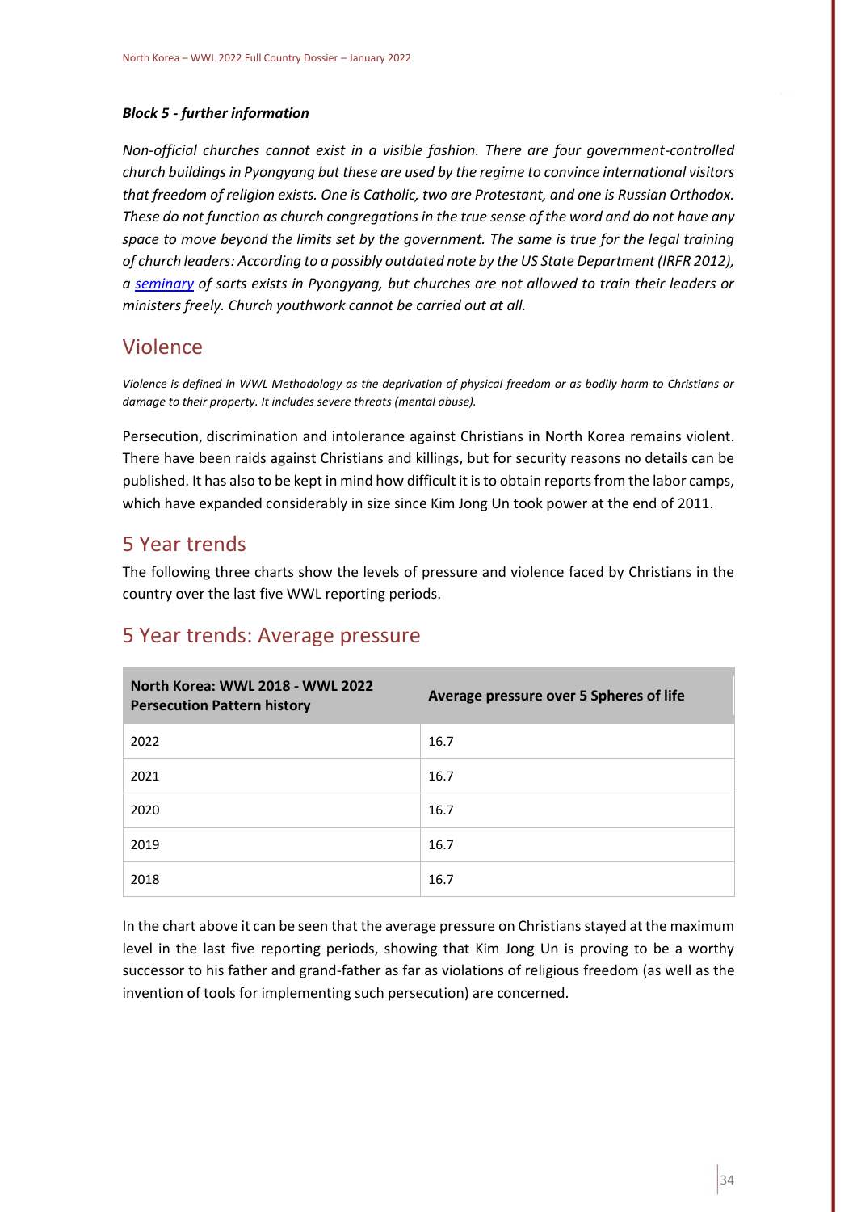#### *Block 5 - further information*

*Non-official churches cannot exist in a visible fashion. There are four government-controlled church buildings in Pyongyang but these are used by the regime to convince international visitors that freedom of religion exists. One is Catholic, two are Protestant, and one is Russian Orthodox. These do not function as church congregations in the true sense of the word and do not have any space to move beyond the limits set by the government. The same is true for the legal training of church leaders: According to a possibly outdated note by the US State Department (IRFR 2012), a seminary of sorts exists in Pyongyang, but churches are not allowed to train their leaders or ministers freely. Church youthwork cannot be carried out at all.*

## Violence

*Violence is defined in WWL Methodology as the deprivation of physical freedom or as bodily harm to Christians or damage to their property. It includes severe threats (mental abuse).*

Persecution, discrimination and intolerance against Christians in North Korea remains violent. There have been raids against Christians and killings, but for security reasons no details can be published. It has also to be kept in mind how difficult it is to obtain reports from the labor camps, which have expanded considerably in size since Kim Jong Un took power at the end of 2011.

## 5 Year trends

The following three charts show the levels of pressure and violence faced by Christians in the country over the last five WWL reporting periods.

## 5 Year trends: Average pressure

| North Korea: WWL 2018 - WWL 2022 Persecution Pattern history | Average pressure over 5 Spheres of life |
|---|---|
| 2022 | 16.7 |
| 2021 | 16.7 |
| 2020 | 16.7 |
| 2019 | 16.7 |
| 2018 | 16.7 |

In the chart above it can be seen that the average pressure on Christians stayed at the maximum level in the last five reporting periods, showing that Kim Jong Un is proving to be a worthy successor to his father and grand-father as far as violations of religious freedom (as well as the invention of tools for implementing such persecution) are concerned.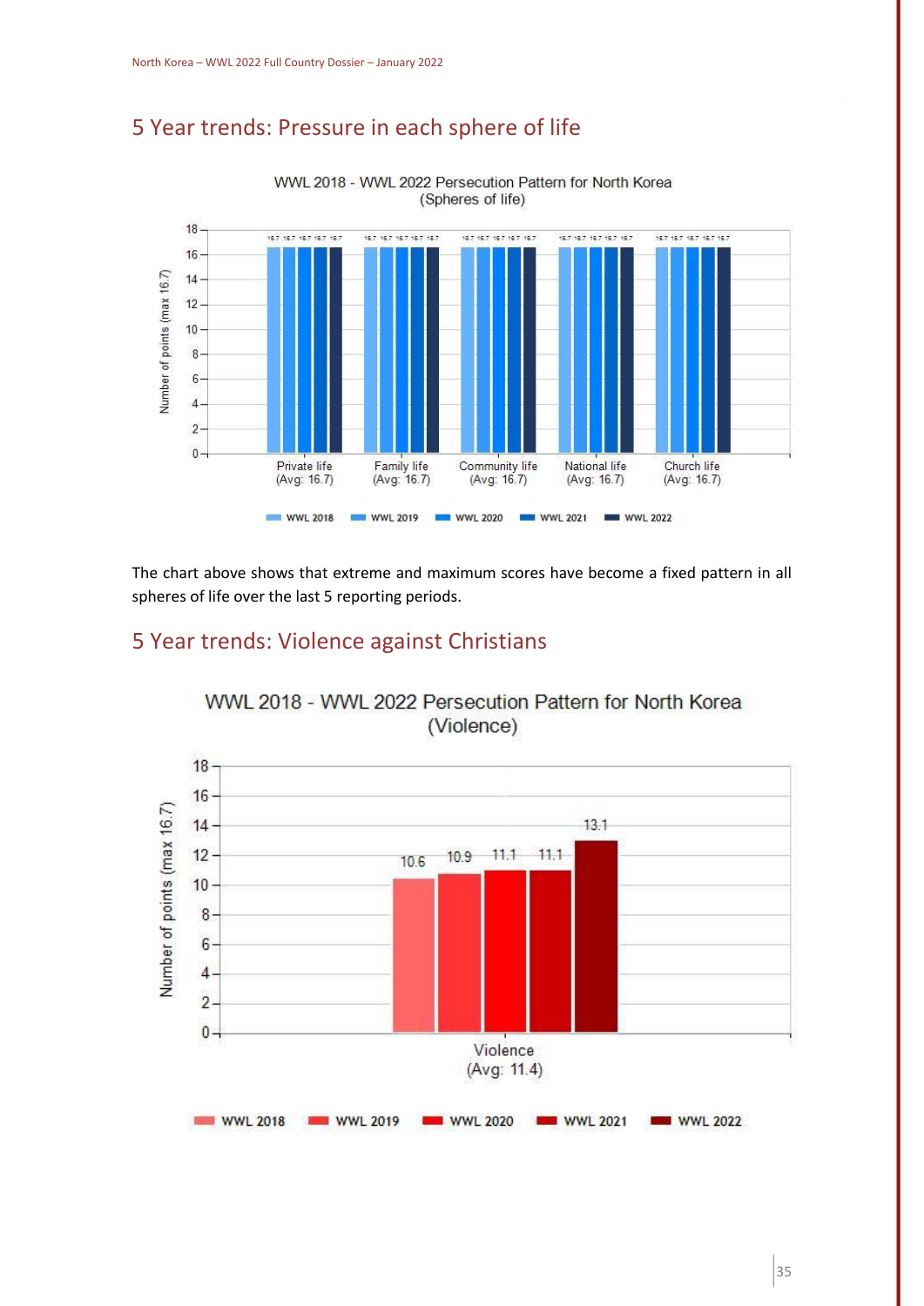## 5 Year trends: Pressure in each sphere of life

WWL 2018 - WWL 2022 Persecution Pattern for North Korea (Spheres of life)

| Sphere of life | WWL 2018 | WWL 2019 | WWL 2020 | WWL 2021 | WWL 2022 |
|---|---|---|---|---|---|
| Private life (Avg: 16.7) | 16.7 | 16.7 | 16.7 | 16.7 | 16.7 |
| Family life (Avg: 16.7) | 16.7 | 16.7 | 16.7 | 16.7 | 16.7 |
| Community life (Avg: 16.7) | 16.7 | 16.7 | 16.7 | 16.7 | 16.7 |
| National life (Avg: 16.7) | 16.7 | 16.7 | 16.7 | 16.7 | 16.7 |
| Church life (Avg: 16.7) | 16.7 | 16.7 | 16.7 | 16.7 | 16.7 |

Number of points (max 16.7)

The chart above shows that extreme and maximum scores have become a fixed pattern in all spheres of life over the last 5 reporting periods.

## 5 Year trends: Violence against Christians

WWL 2018 - WWL 2022 Persecution Pattern for North Korea (Violence)

| | WWL 2018 | WWL 2019 | WWL 2020 | WWL 2021 | WWL 2022 |
|---|---|---|---|---|---|
| Violence (Avg: 11.4) | 10.6 | 10.9 | 11.1 | 11.1 | 13.1 |

Number of points (max 16.7)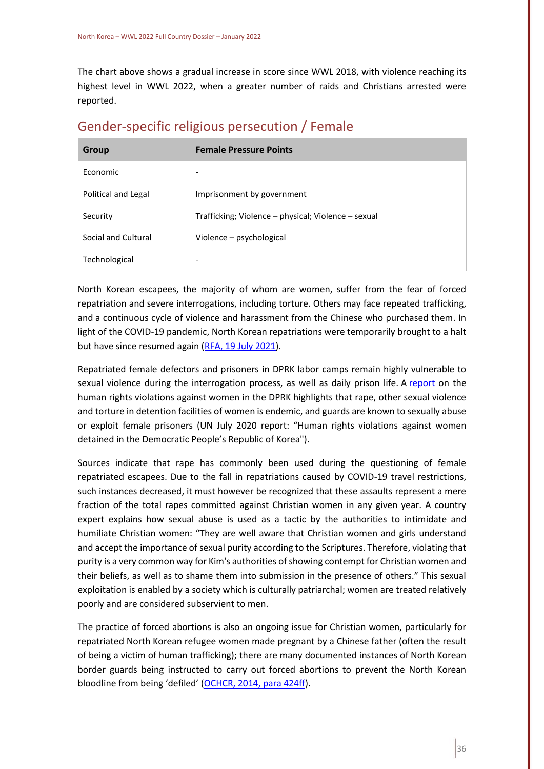The chart above shows a gradual increase in score since WWL 2018, with violence reaching its highest level in WWL 2022, when a greater number of raids and Christians arrested were reported.

## Gender-specific religious persecution / Female

| Group | Female Pressure Points |
|---|---|
| Economic | - |
| Political and Legal | Imprisonment by government |
| Security | Trafficking; Violence – physical; Violence – sexual |
| Social and Cultural | Violence – psychological |
| Technological | - |

North Korean escapees, the majority of whom are women, suffer from the fear of forced repatriation and severe interrogations, including torture. Others may face repeated trafficking, and a continuous cycle of violence and harassment from the Chinese who purchased them. In light of the COVID-19 pandemic, North Korean repatriations were temporarily brought to a halt but have since resumed again (RFA, 19 July 2021).

Repatriated female defectors and prisoners in DPRK labor camps remain highly vulnerable to sexual violence during the interrogation process, as well as daily prison life. A report on the human rights violations against women in the DPRK highlights that rape, other sexual violence and torture in detention facilities of women is endemic, and guards are known to sexually abuse or exploit female prisoners (UN July 2020 report: "Human rights violations against women detained in the Democratic People's Republic of Korea").

Sources indicate that rape has commonly been used during the questioning of female repatriated escapees. Due to the fall in repatriations caused by COVID-19 travel restrictions, such instances decreased, it must however be recognized that these assaults represent a mere fraction of the total rapes committed against Christian women in any given year. A country expert explains how sexual abuse is used as a tactic by the authorities to intimidate and humiliate Christian women: "They are well aware that Christian women and girls understand and accept the importance of sexual purity according to the Scriptures. Therefore, violating that purity is a very common way for Kim's authorities of showing contempt for Christian women and their beliefs, as well as to shame them into submission in the presence of others." This sexual exploitation is enabled by a society which is culturally patriarchal; women are treated relatively poorly and are considered subservient to men.

The practice of forced abortions is also an ongoing issue for Christian women, particularly for repatriated North Korean refugee women made pregnant by a Chinese father (often the result of being a victim of human trafficking); there are many documented instances of North Korean border guards being instructed to carry out forced abortions to prevent the North Korean bloodline from being 'defiled' (OCHCR, 2014, para 424ff).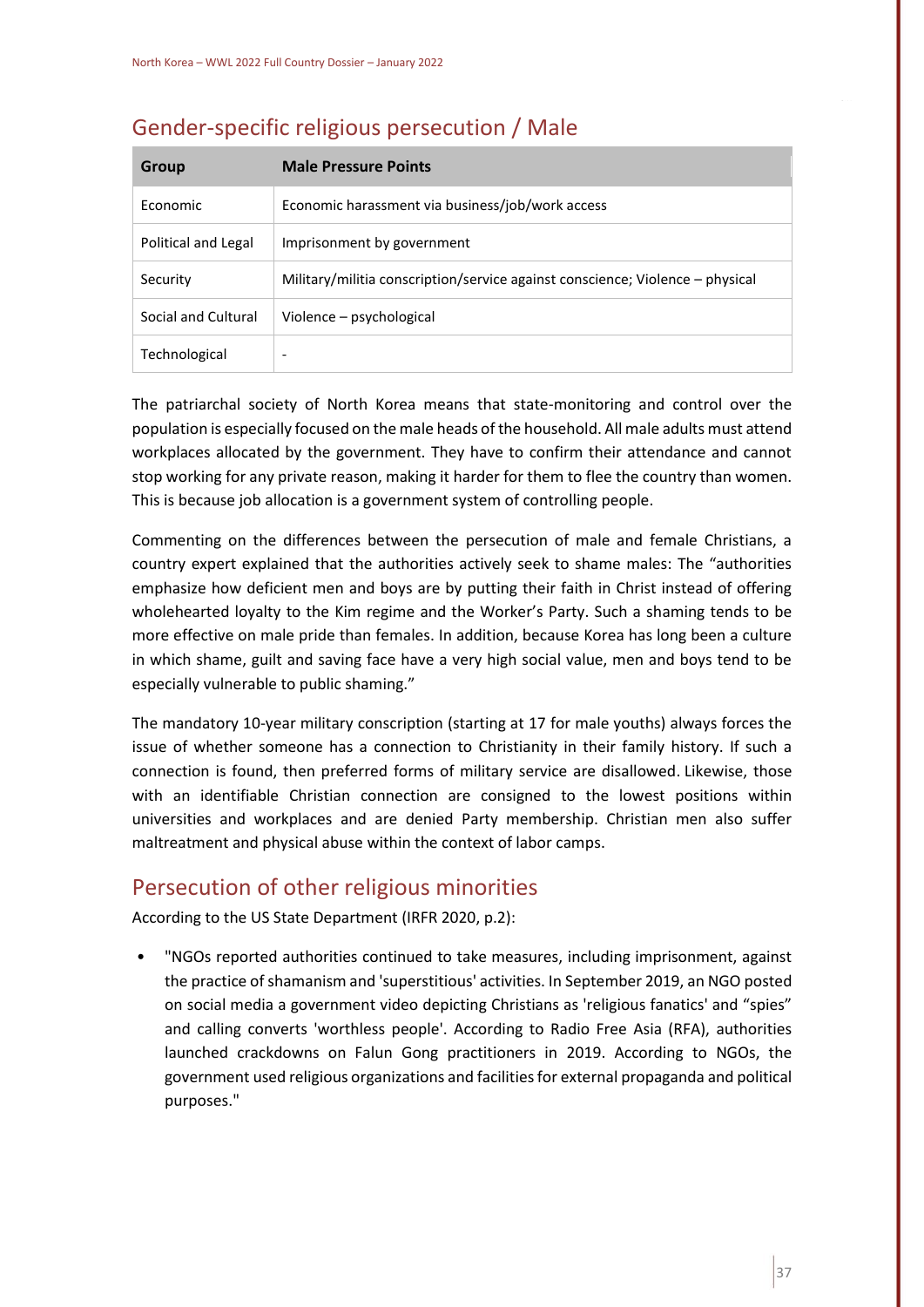## Gender-specific religious persecution / Male

| Group | Male Pressure Points |
| --- | --- |
| Economic | Economic harassment via business/job/work access |
| Political and Legal | Imprisonment by government |
| Security | Military/militia conscription/service against conscience; Violence – physical |
| Social and Cultural | Violence – psychological |
| Technological | - |

The patriarchal society of North Korea means that state-monitoring and control over the population is especially focused on the male heads of the household. All male adults must attend workplaces allocated by the government. They have to confirm their attendance and cannot stop working for any private reason, making it harder for them to flee the country than women. This is because job allocation is a government system of controlling people.

Commenting on the differences between the persecution of male and female Christians, a country expert explained that the authorities actively seek to shame males: The "authorities emphasize how deficient men and boys are by putting their faith in Christ instead of offering wholehearted loyalty to the Kim regime and the Worker's Party. Such a shaming tends to be more effective on male pride than females. In addition, because Korea has long been a culture in which shame, guilt and saving face have a very high social value, men and boys tend to be especially vulnerable to public shaming."

The mandatory 10-year military conscription (starting at 17 for male youths) always forces the issue of whether someone has a connection to Christianity in their family history. If such a connection is found, then preferred forms of military service are disallowed. Likewise, those with an identifiable Christian connection are consigned to the lowest positions within universities and workplaces and are denied Party membership. Christian men also suffer maltreatment and physical abuse within the context of labor camps.

## Persecution of other religious minorities

According to the US State Department (IRFR 2020, p.2):

- "NGOs reported authorities continued to take measures, including imprisonment, against the practice of shamanism and 'superstitious' activities. In September 2019, an NGO posted on social media a government video depicting Christians as 'religious fanatics' and "spies" and calling converts 'worthless people'. According to Radio Free Asia (RFA), authorities launched crackdowns on Falun Gong practitioners in 2019. According to NGOs, the government used religious organizations and facilities for external propaganda and political purposes."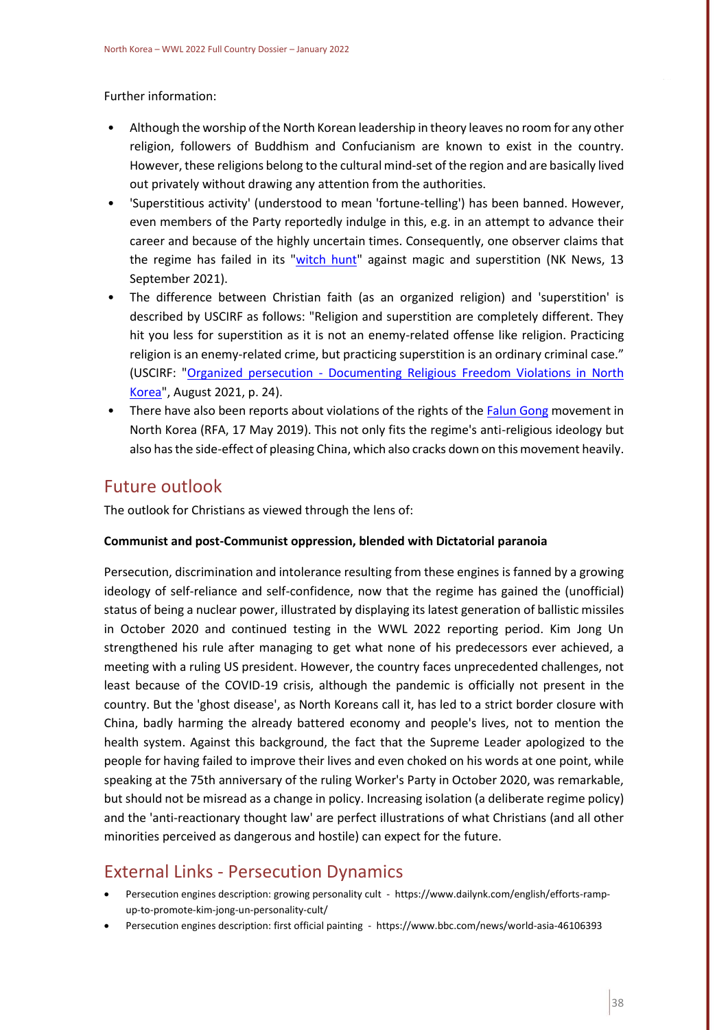Further information:

- Although the worship of the North Korean leadership in theory leaves no room for any other religion, followers of Buddhism and Confucianism are known to exist in the country. However, these religions belong to the cultural mind-set of the region and are basically lived out privately without drawing any attention from the authorities.
- 'Superstitious activity' (understood to mean 'fortune-telling') has been banned. However, even members of the Party reportedly indulge in this, e.g. in an attempt to advance their career and because of the highly uncertain times. Consequently, one observer claims that the regime has failed in its "witch hunt" against magic and superstition (NK News, 13 September 2021).
- The difference between Christian faith (as an organized religion) and 'superstition' is described by USCIRF as follows: "Religion and superstition are completely different. They hit you less for superstition as it is not an enemy-related offense like religion. Practicing religion is an enemy-related crime, but practicing superstition is an ordinary criminal case." (USCIRF: "Organized persecution - Documenting Religious Freedom Violations in North Korea", August 2021, p. 24).
- There have also been reports about violations of the rights of the Falun Gong movement in North Korea (RFA, 17 May 2019). This not only fits the regime's anti-religious ideology but also has the side-effect of pleasing China, which also cracks down on this movement heavily.

## Future outlook

The outlook for Christians as viewed through the lens of:

**Communist and post-Communist oppression, blended with Dictatorial paranoia**

Persecution, discrimination and intolerance resulting from these engines is fanned by a growing ideology of self-reliance and self-confidence, now that the regime has gained the (unofficial) status of being a nuclear power, illustrated by displaying its latest generation of ballistic missiles in October 2020 and continued testing in the WWL 2022 reporting period. Kim Jong Un strengthened his rule after managing to get what none of his predecessors ever achieved, a meeting with a ruling US president. However, the country faces unprecedented challenges, not least because of the COVID-19 crisis, although the pandemic is officially not present in the country. But the 'ghost disease', as North Koreans call it, has led to a strict border closure with China, badly harming the already battered economy and people's lives, not to mention the health system. Against this background, the fact that the Supreme Leader apologized to the people for having failed to improve their lives and even choked on his words at one point, while speaking at the 75th anniversary of the ruling Worker's Party in October 2020, was remarkable, but should not be misread as a change in policy. Increasing isolation (a deliberate regime policy) and the 'anti-reactionary thought law' are perfect illustrations of what Christians (and all other minorities perceived as dangerous and hostile) can expect for the future.

## External Links - Persecution Dynamics

- Persecution engines description: growing personality cult - https://www.dailynk.com/english/efforts-ramp-up-to-promote-kim-jong-un-personality-cult/
- Persecution engines description: first official painting - https://www.bbc.com/news/world-asia-46106393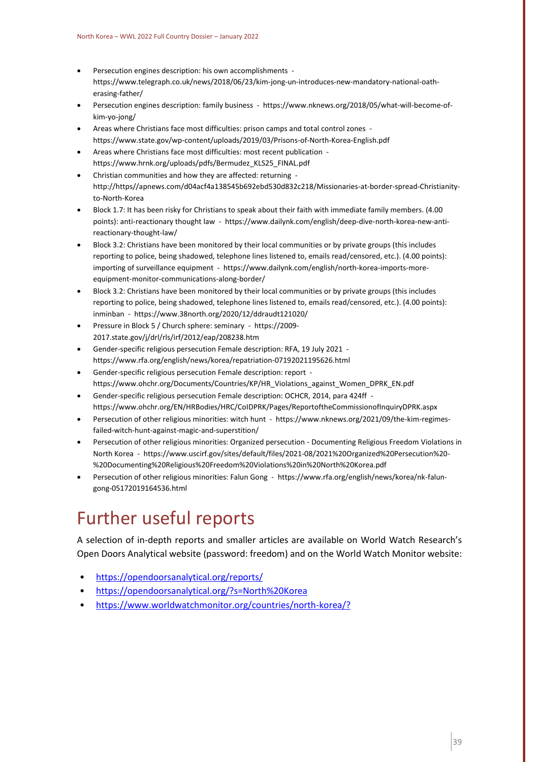- Persecution engines description: his own accomplishments - https://www.telegraph.co.uk/news/2018/06/23/kim-jong-un-introduces-new-mandatory-national-oath-erasing-father/
- Persecution engines description: family business - https://www.nknews.org/2018/05/what-will-become-of-kim-yo-jong/
- Areas where Christians face most difficulties: prison camps and total control zones - https://www.state.gov/wp-content/uploads/2019/03/Prisons-of-North-Korea-English.pdf
- Areas where Christians face most difficulties: most recent publication - https://www.hrnk.org/uploads/pdfs/Bermudez_KLS25_FINAL.pdf
- Christian communities and how they are affected: returning - http://https//apnews.com/d04acf4a138545b692ebd530d832c218/Missionaries-at-border-spread-Christianity-to-North-Korea
- Block 1.7: It has been risky for Christians to speak about their faith with immediate family members. (4.00 points): anti-reactionary thought law - https://www.dailynk.com/english/deep-dive-north-korea-new-anti-reactionary-thought-law/
- Block 3.2: Christians have been monitored by their local communities or by private groups (this includes reporting to police, being shadowed, telephone lines listened to, emails read/censored, etc.). (4.00 points): importing of surveillance equipment - https://www.dailynk.com/english/north-korea-imports-more-equipment-monitor-communications-along-border/
- Block 3.2: Christians have been monitored by their local communities or by private groups (this includes reporting to police, being shadowed, telephone lines listened to, emails read/censored, etc.). (4.00 points): inminban - https://www.38north.org/2020/12/ddraudt121020/
- Pressure in Block 5 / Church sphere: seminary - https://2009-2017.state.gov/j/drl/rls/irf/2012/eap/208238.htm
- Gender-specific religious persecution Female description: RFA, 19 July 2021 - https://www.rfa.org/english/news/korea/repatriation-07192021195626.html
- Gender-specific religious persecution Female description: report - https://www.ohchr.org/Documents/Countries/KP/HR_Violations_against_Women_DPRK_EN.pdf
- Gender-specific religious persecution Female description: OCHCR, 2014, para 424ff - https://www.ohchr.org/EN/HRBodies/HRC/CoIDPRK/Pages/ReportoftheCommissionofInquiryDPRK.aspx
- Persecution of other religious minorities: witch hunt - https://www.nknews.org/2021/09/the-kim-regimes-failed-witch-hunt-against-magic-and-superstition/
- Persecution of other religious minorities: Organized persecution - Documenting Religious Freedom Violations in North Korea - https://www.uscirf.gov/sites/default/files/2021-08/2021%20Organized%20Persecution%20-%20Documenting%20Religious%20Freedom%20Violations%20in%20North%20Korea.pdf
- Persecution of other religious minorities: Falun Gong - https://www.rfa.org/english/news/korea/nk-falun-gong-05172019164536.html

# Further useful reports

A selection of in-depth reports and smaller articles are available on World Watch Research's Open Doors Analytical website (password: freedom) and on the World Watch Monitor website:

- https://opendoorsanalytical.org/reports/
- https://opendoorsanalytical.org/?s=North%20Korea
- https://www.worldwatchmonitor.org/countries/north-korea/?